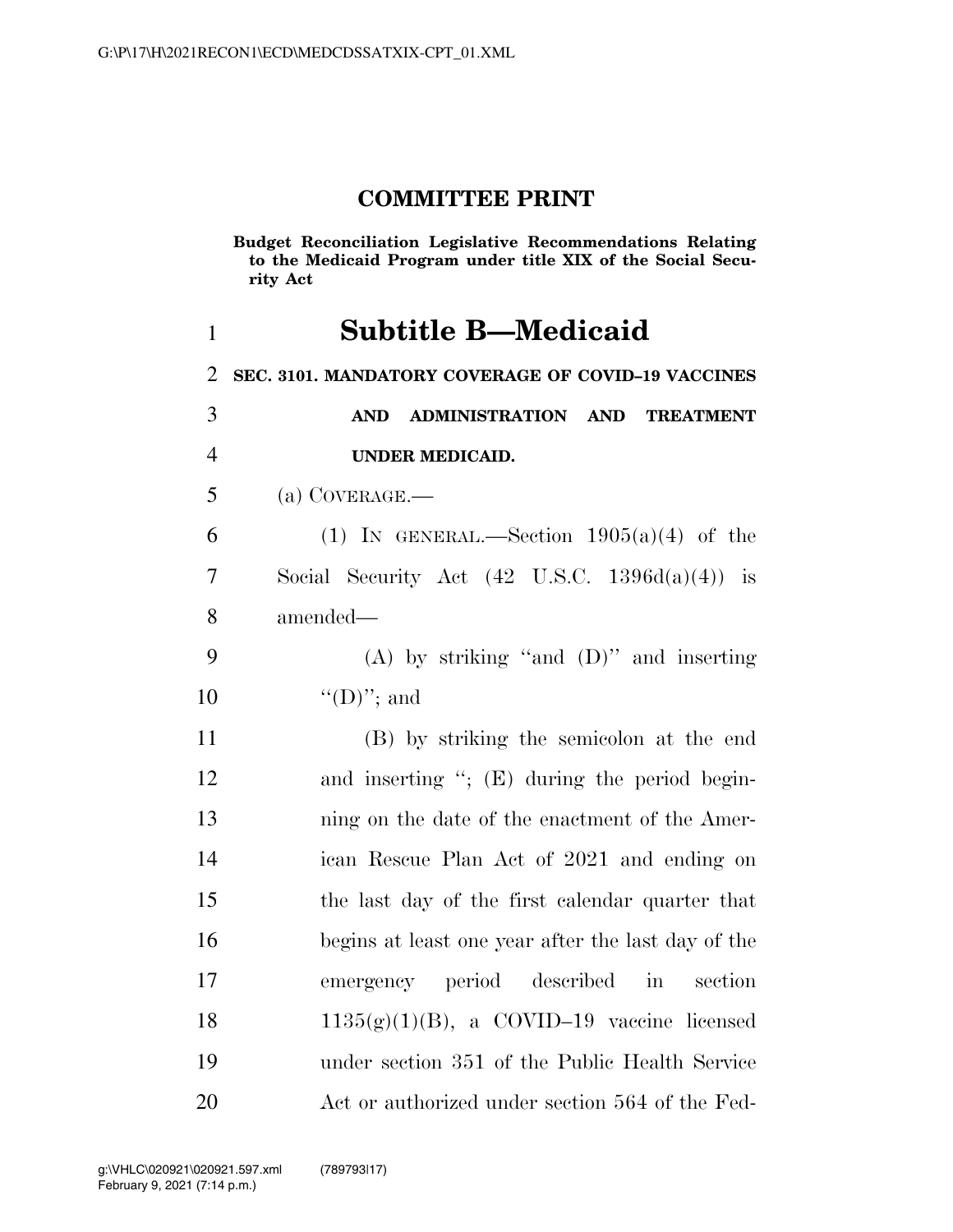# COMMITTEE PRINT

**Budget Reconciliation Legislative Recommendations Relating to the Medicaid Program under title XIX of the Social Security Act**

## Subtitle B—Medicaid

### SEC. 3101. MANDATORY COVERAGE OF COVID–19 VACCINES AND ADMINISTRATION AND TREATMENT UNDER MEDICAID.

(a) COVERAGE.—

(1) IN GENERAL.—Section 1905(a)(4) of the Social Security Act (42 U.S.C. 1396d(a)(4)) is amended—

(A) by striking "and (D)" and inserting "(D)"; and

(B) by striking the semicolon at the end and inserting "; (E) during the period beginning on the date of the enactment of the American Rescue Plan Act of 2021 and ending on the last day of the first calendar quarter that begins at least one year after the last day of the emergency period described in section 1135(g)(1)(B), a COVID–19 vaccine licensed under section 351 of the Public Health Service Act or authorized under section 564 of the Fed-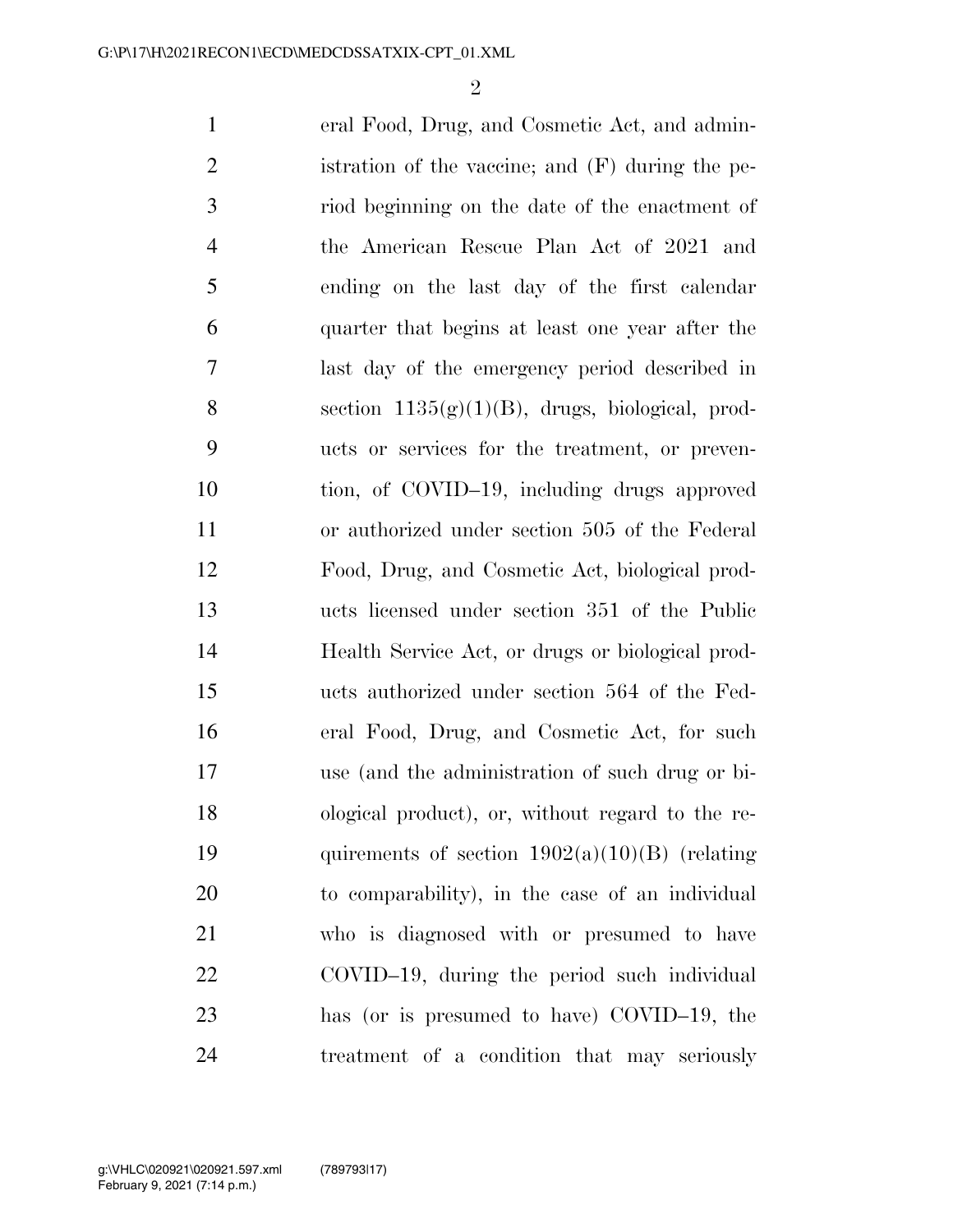eral Food, Drug, and Cosmetic Act, and administration of the vaccine; and (F) during the period beginning on the date of the enactment of the American Rescue Plan Act of 2021 and ending on the last day of the first calendar quarter that begins at least one year after the last day of the emergency period described in section 1135(g)(1)(B), drugs, biological, products or services for the treatment, or prevention, of COVID–19, including drugs approved or authorized under section 505 of the Federal Food, Drug, and Cosmetic Act, biological products licensed under section 351 of the Public Health Service Act, or drugs or biological products authorized under section 564 of the Federal Food, Drug, and Cosmetic Act, for such use (and the administration of such drug or biological product), or, without regard to the requirements of section 1902(a)(10)(B) (relating to comparability), in the case of an individual who is diagnosed with or presumed to have COVID–19, during the period such individual has (or is presumed to have) COVID–19, the treatment of a condition that may seriously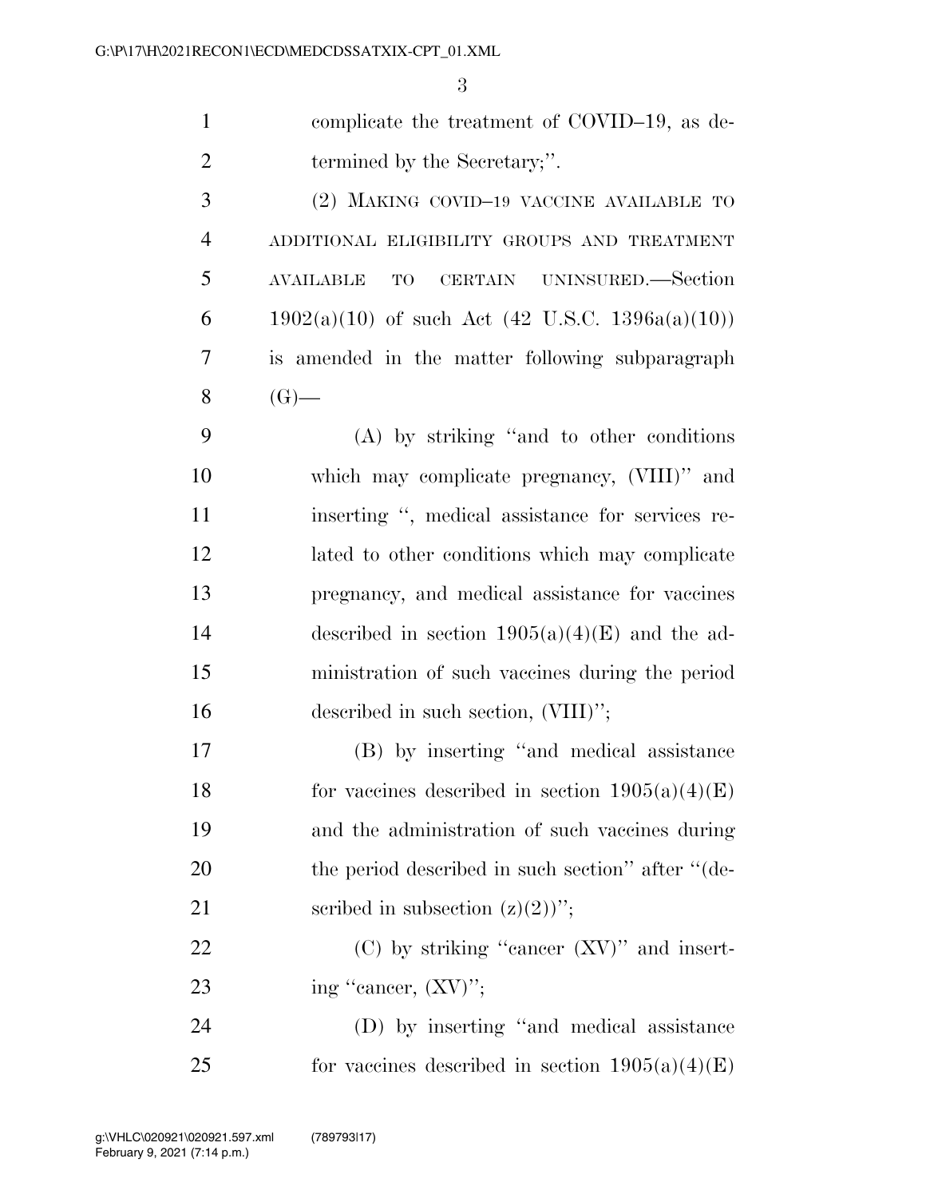complicate the treatment of COVID–19, as determined by the Secretary;''.

(2) MAKING COVID–19 VACCINE AVAILABLE TO ADDITIONAL ELIGIBILITY GROUPS AND TREATMENT AVAILABLE TO CERTAIN UNINSURED.—Section 1902(a)(10) of such Act (42 U.S.C. 1396a(a)(10)) is amended in the matter following subparagraph (G)—

(A) by striking ''and to other conditions which may complicate pregnancy, (VIII)'' and inserting '', medical assistance for services related to other conditions which may complicate pregnancy, and medical assistance for vaccines described in section 1905(a)(4)(E) and the administration of such vaccines during the period described in such section, (VIII)'';

(B) by inserting ''and medical assistance for vaccines described in section 1905(a)(4)(E) and the administration of such vaccines during the period described in such section'' after ''(described in subsection (z)(2))'';

(C) by striking ''cancer (XV)'' and inserting ''cancer, (XV)'';

(D) by inserting ''and medical assistance for vaccines described in section 1905(a)(4)(E)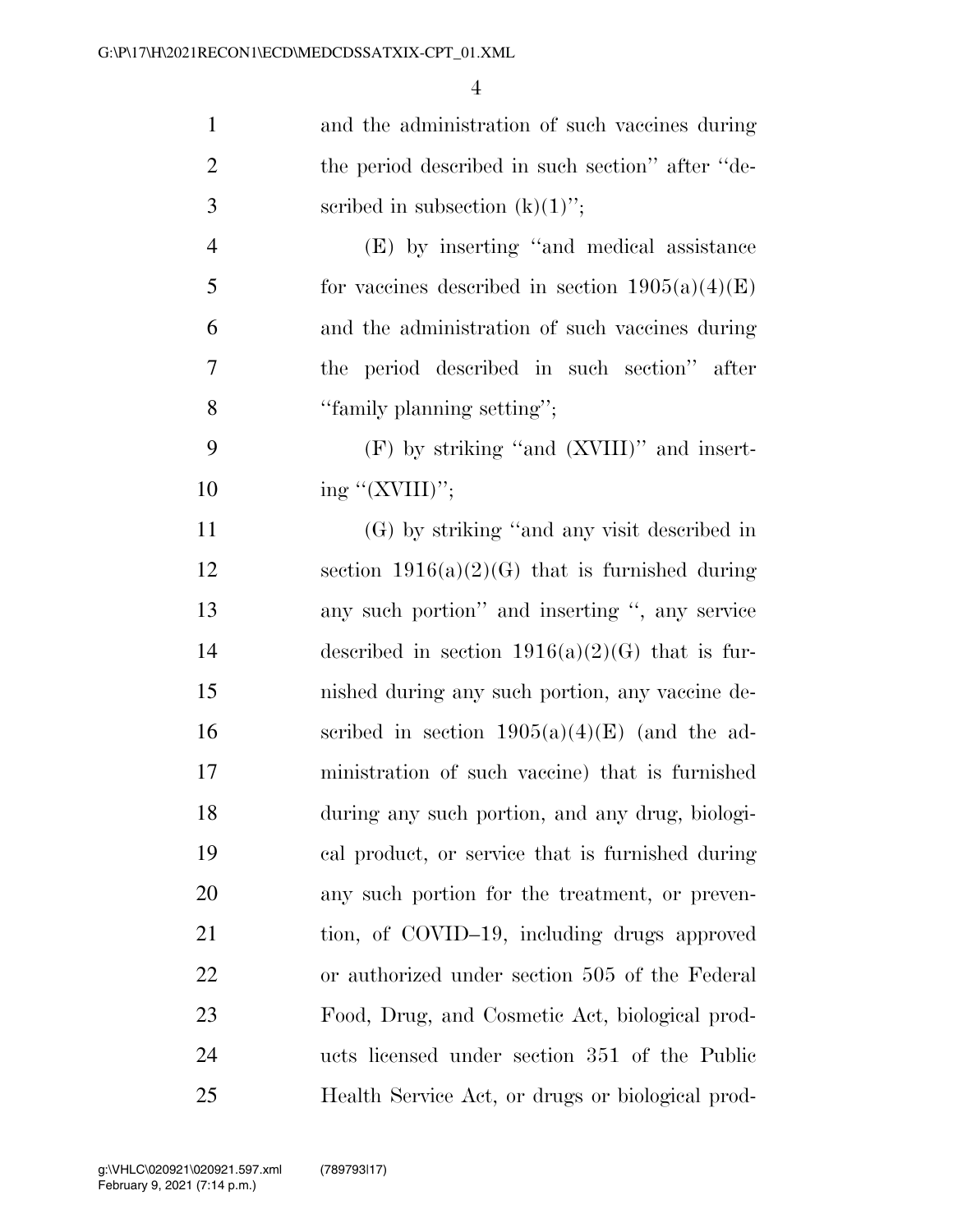and the administration of such vaccines during the period described in such section'' after ''described in subsection (k)(1)'';

(E) by inserting ''and medical assistance for vaccines described in section 1905(a)(4)(E) and the administration of such vaccines during the period described in such section'' after ''family planning setting'';

(F) by striking ''and (XVIII)'' and inserting ''(XVIII)'';

(G) by striking ''and any visit described in section 1916(a)(2)(G) that is furnished during any such portion'' and inserting '', any service described in section 1916(a)(2)(G) that is furnished during any such portion, any vaccine described in section 1905(a)(4)(E) (and the administration of such vaccine) that is furnished during any such portion, and any drug, biological product, or service that is furnished during any such portion for the treatment, or prevention, of COVID–19, including drugs approved or authorized under section 505 of the Federal Food, Drug, and Cosmetic Act, biological products licensed under section 351 of the Public Health Service Act, or drugs or biological prod-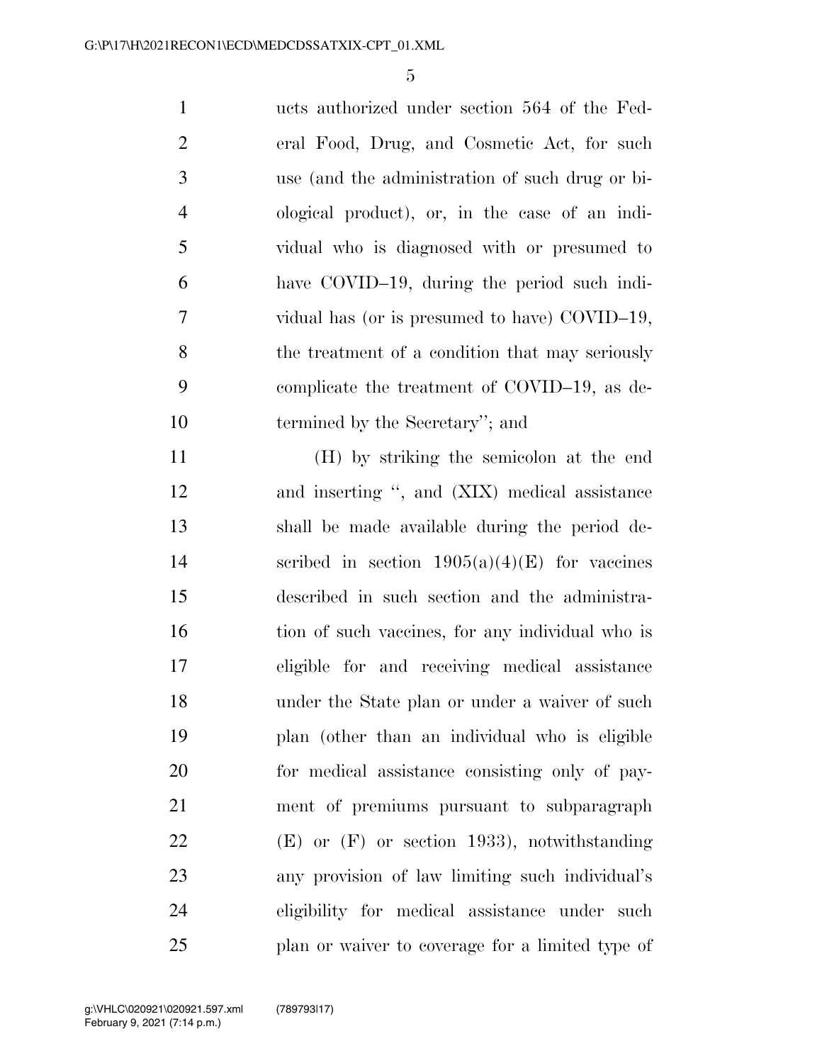ucts authorized under section 564 of the Federal Food, Drug, and Cosmetic Act, for such use (and the administration of such drug or biological product), or, in the case of an individual who is diagnosed with or presumed to have COVID–19, during the period such individual has (or is presumed to have) COVID–19, the treatment of a condition that may seriously complicate the treatment of COVID–19, as determined by the Secretary''; and

(H) by striking the semicolon at the end and inserting '', and (XIX) medical assistance shall be made available during the period described in section 1905(a)(4)(E) for vaccines described in such section and the administration of such vaccines, for any individual who is eligible for and receiving medical assistance under the State plan or under a waiver of such plan (other than an individual who is eligible for medical assistance consisting only of payment of premiums pursuant to subparagraph (E) or (F) or section 1933), notwithstanding any provision of law limiting such individual's eligibility for medical assistance under such plan or waiver to coverage for a limited type of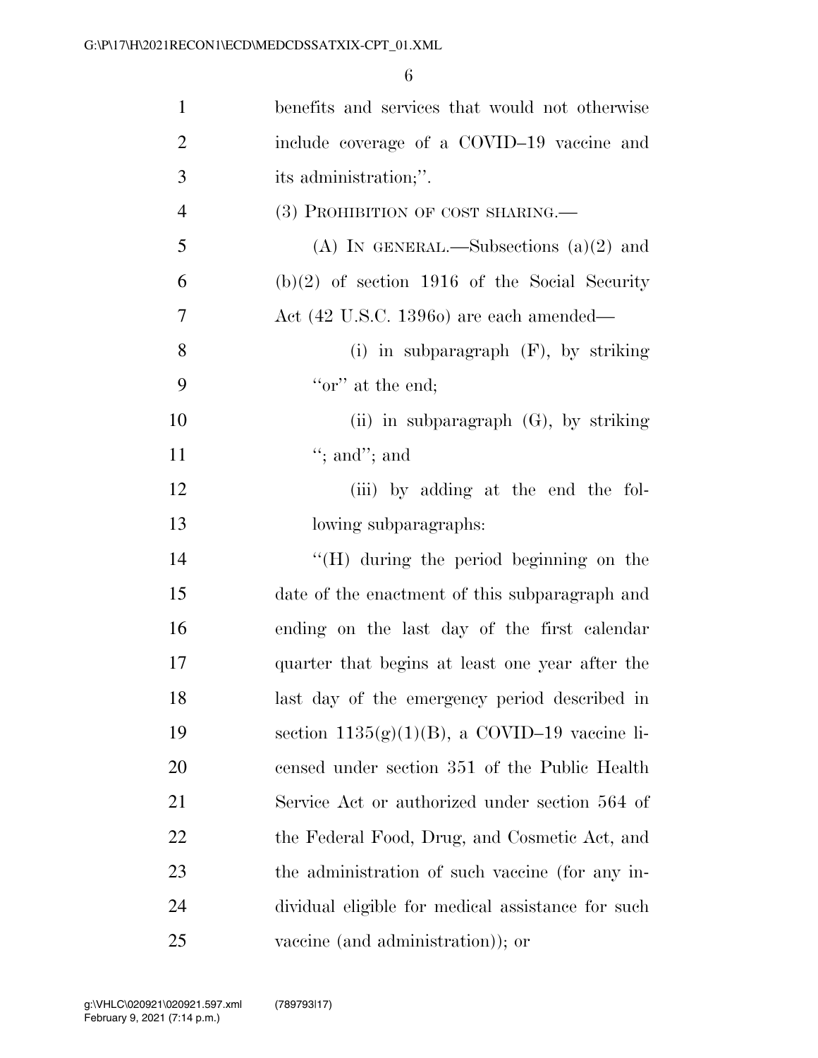benefits and services that would not otherwise include coverage of a COVID–19 vaccine and its administration;''.

(3) PROHIBITION OF COST SHARING.—

(A) IN GENERAL.—Subsections (a)(2) and (b)(2) of section 1916 of the Social Security Act (42 U.S.C. 1396o) are each amended—

(i) in subparagraph (F), by striking ''or'' at the end;

(ii) in subparagraph (G), by striking ''; and''; and

(iii) by adding at the end the following subparagraphs:

''(H) during the period beginning on the date of the enactment of this subparagraph and ending on the last day of the first calendar quarter that begins at least one year after the last day of the emergency period described in section 1135(g)(1)(B), a COVID–19 vaccine licensed under section 351 of the Public Health Service Act or authorized under section 564 of the Federal Food, Drug, and Cosmetic Act, and the administration of such vaccine (for any individual eligible for medical assistance for such vaccine (and administration)); or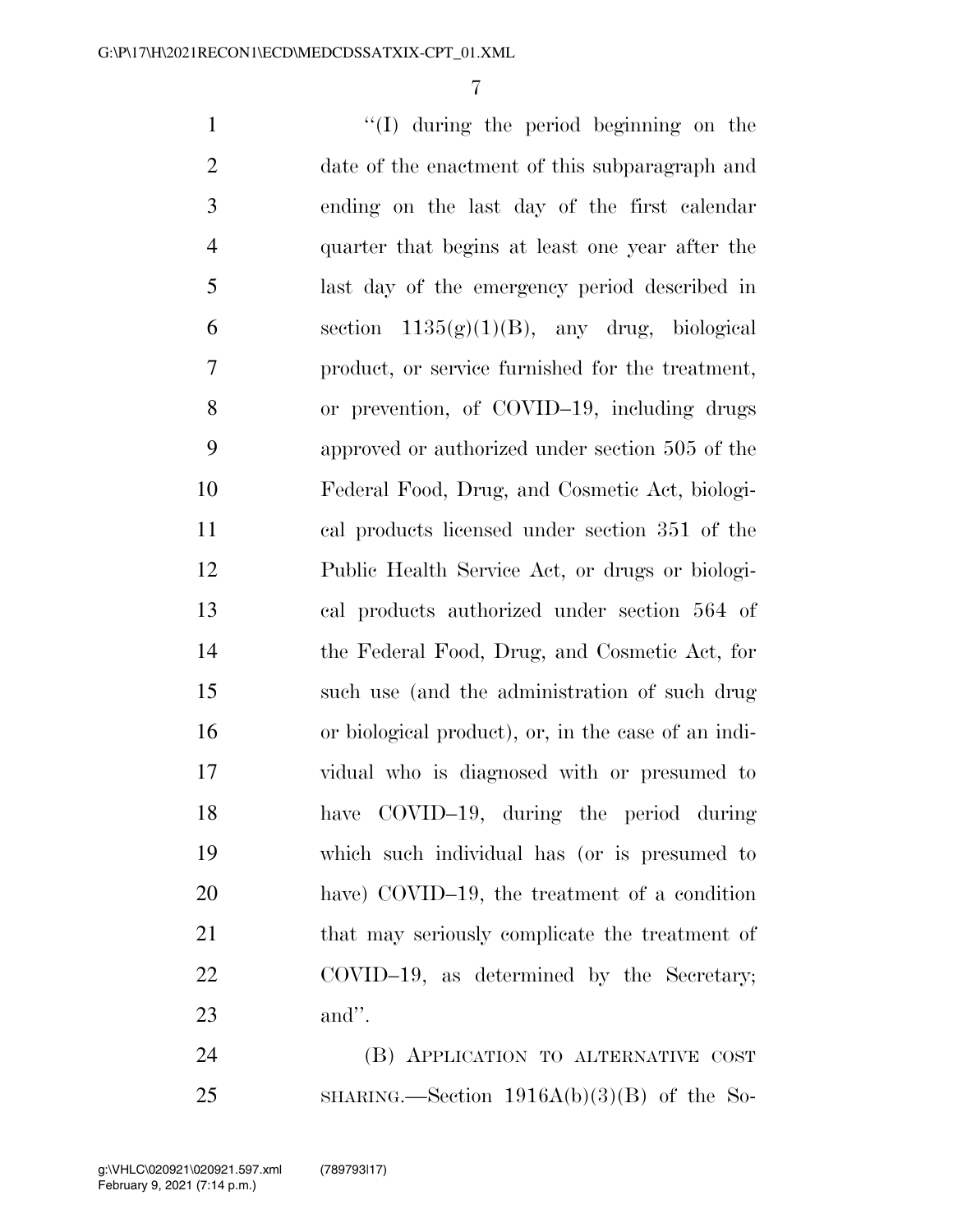''(I) during the period beginning on the date of the enactment of this subparagraph and ending on the last day of the first calendar quarter that begins at least one year after the last day of the emergency period described in section 1135(g)(1)(B), any drug, biological product, or service furnished for the treatment, or prevention, of COVID–19, including drugs approved or authorized under section 505 of the Federal Food, Drug, and Cosmetic Act, biological products licensed under section 351 of the Public Health Service Act, or drugs or biological products authorized under section 564 of the Federal Food, Drug, and Cosmetic Act, for such use (and the administration of such drug or biological product), or, in the case of an individual who is diagnosed with or presumed to have COVID–19, during the period during which such individual has (or is presumed to have) COVID–19, the treatment of a condition that may seriously complicate the treatment of COVID–19, as determined by the Secretary; and''.

(B) APPLICATION TO ALTERNATIVE COST SHARING.—Section 1916A(b)(3)(B) of the So-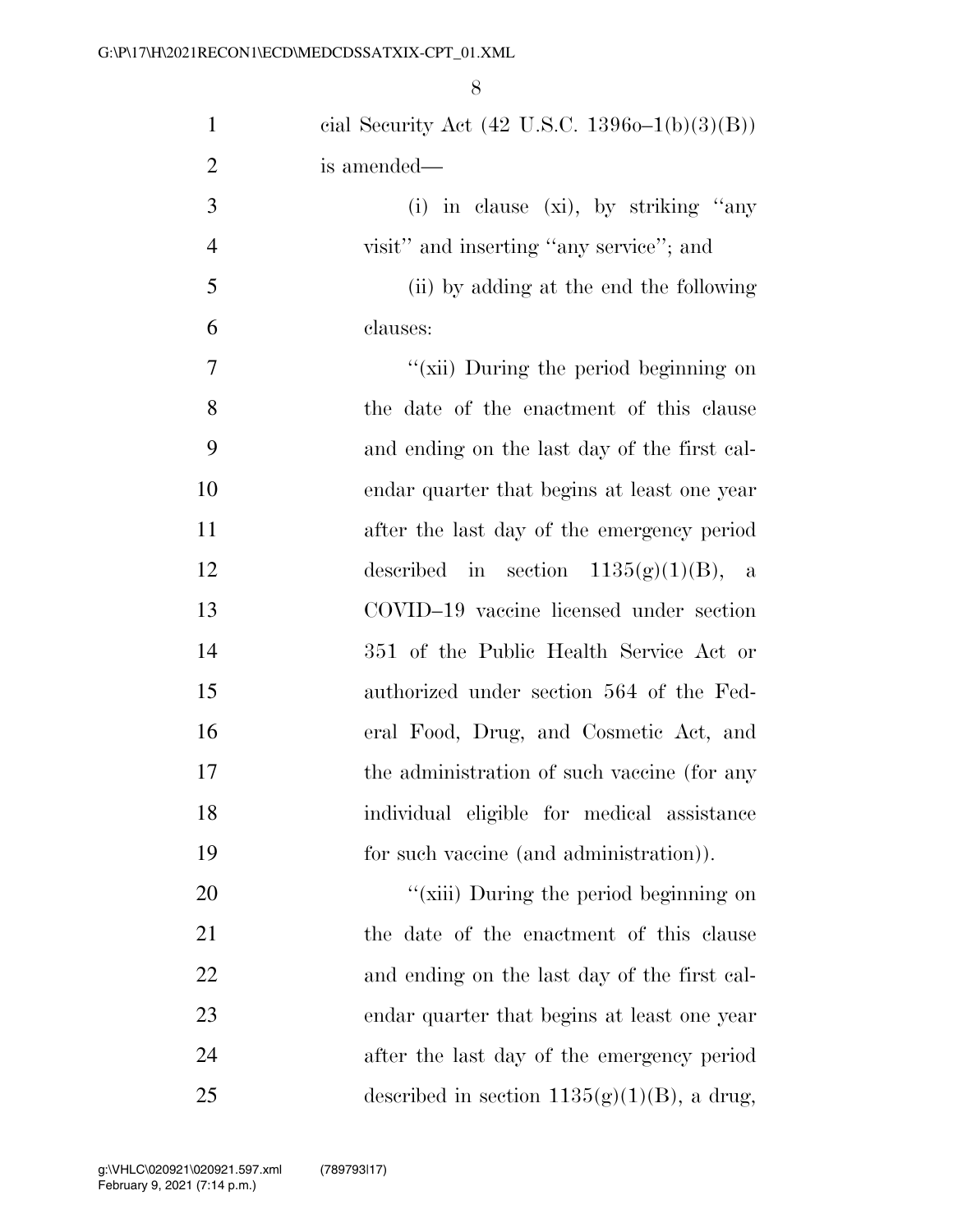cial Security Act (42 U.S.C. 1396o–1(b)(3)(B)) is amended—

(i) in clause (xi), by striking ''any visit'' and inserting ''any service''; and

(ii) by adding at the end the following clauses:

''(xii) During the period beginning on the date of the enactment of this clause and ending on the last day of the first calendar quarter that begins at least one year after the last day of the emergency period described in section 1135(g)(1)(B), a COVID–19 vaccine licensed under section 351 of the Public Health Service Act or authorized under section 564 of the Federal Food, Drug, and Cosmetic Act, and the administration of such vaccine (for any individual eligible for medical assistance for such vaccine (and administration)).

''(xiii) During the period beginning on the date of the enactment of this clause and ending on the last day of the first calendar quarter that begins at least one year after the last day of the emergency period described in section 1135(g)(1)(B), a drug,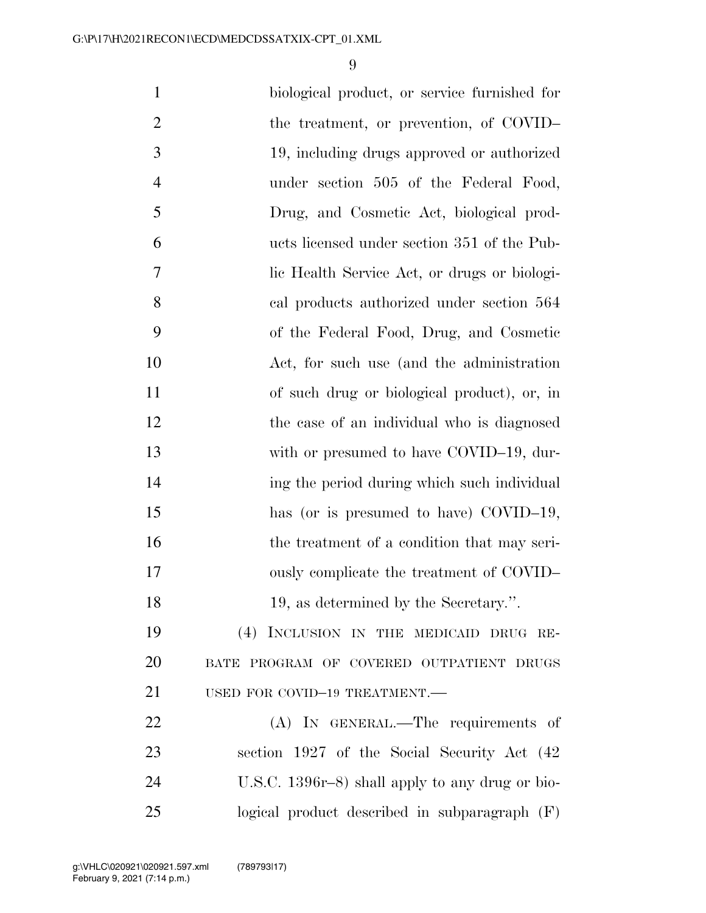biological product, or service furnished for the treatment, or prevention, of COVID–19, including drugs approved or authorized under section 505 of the Federal Food, Drug, and Cosmetic Act, biological products licensed under section 351 of the Public Health Service Act, or drugs or biological products authorized under section 564 of the Federal Food, Drug, and Cosmetic Act, for such use (and the administration of such drug or biological product), or, in the case of an individual who is diagnosed with or presumed to have COVID–19, during the period during which such individual has (or is presumed to have) COVID–19, the treatment of a condition that may seriously complicate the treatment of COVID–19, as determined by the Secretary.''.

(4) INCLUSION IN THE MEDICAID DRUG REBATE PROGRAM OF COVERED OUTPATIENT DRUGS USED FOR COVID–19 TREATMENT.—

(A) IN GENERAL.—The requirements of section 1927 of the Social Security Act (42 U.S.C. 1396r–8) shall apply to any drug or biological product described in subparagraph (F)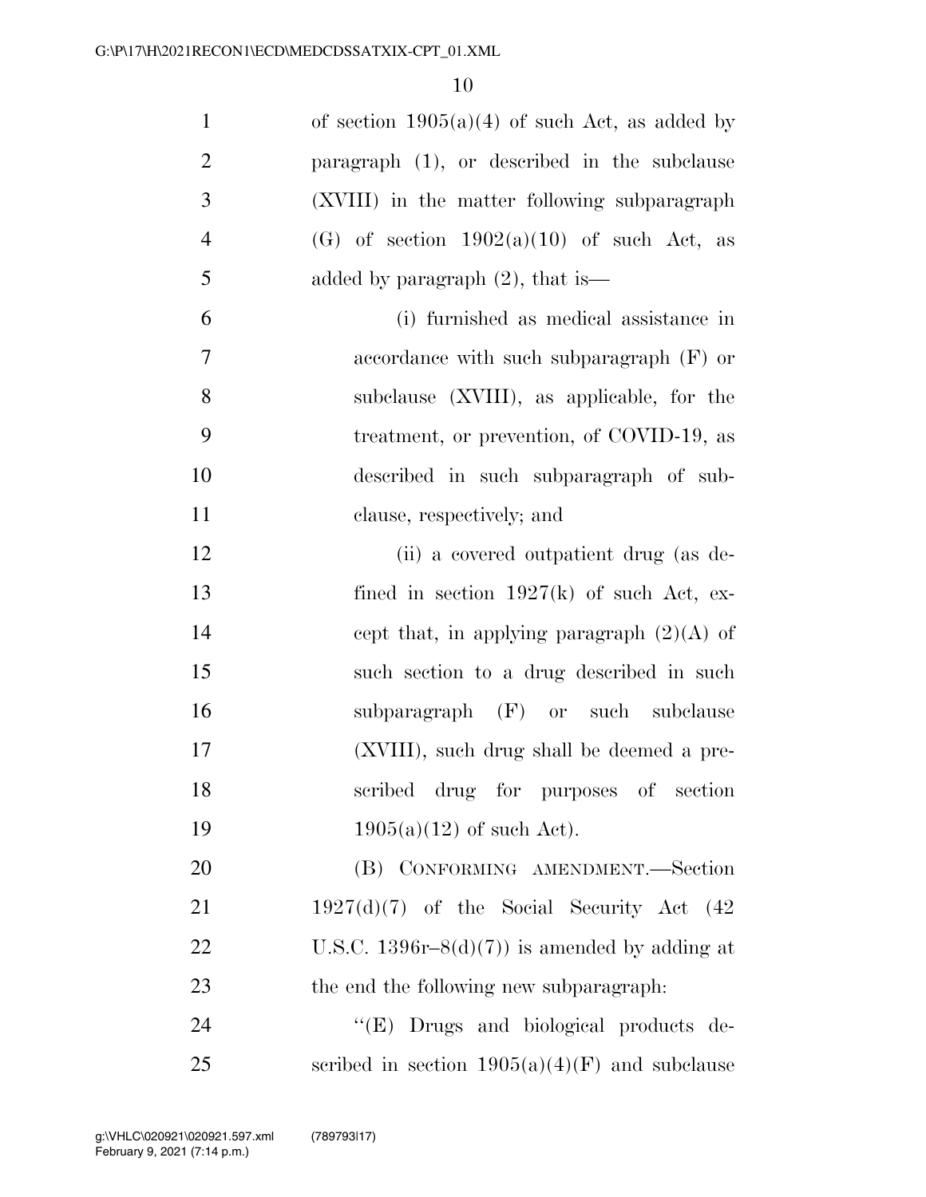of section 1905(a)(4) of such Act, as added by paragraph (1), or described in the subclause (XVIII) in the matter following subparagraph (G) of section 1902(a)(10) of such Act, as added by paragraph (2), that is—

(i) furnished as medical assistance in accordance with such subparagraph (F) or subclause (XVIII), as applicable, for the treatment, or prevention, of COVID-19, as described in such subparagraph of subclause, respectively; and

(ii) a covered outpatient drug (as defined in section 1927(k) of such Act, except that, in applying paragraph (2)(A) of such section to a drug described in such subparagraph (F) or such subclause (XVIII), such drug shall be deemed a prescribed drug for purposes of section 1905(a)(12) of such Act).

(B) CONFORMING AMENDMENT.—Section 1927(d)(7) of the Social Security Act (42 U.S.C. 1396r–8(d)(7)) is amended by adding at the end the following new subparagraph:

''(E) Drugs and biological products described in section 1905(a)(4)(F) and subclause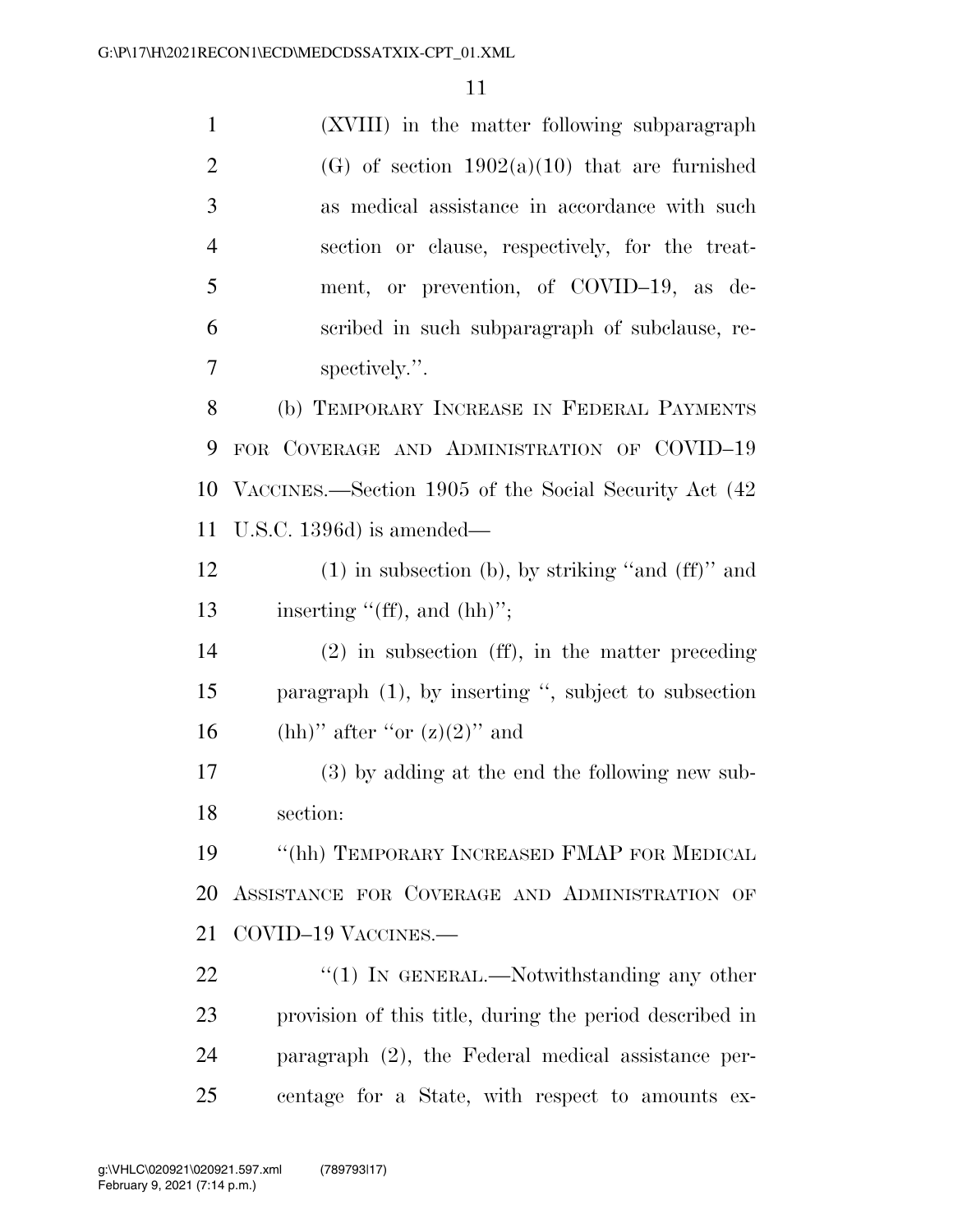(XVIII) in the matter following subparagraph (G) of section 1902(a)(10) that are furnished as medical assistance in accordance with such section or clause, respectively, for the treatment, or prevention, of COVID–19, as described in such subparagraph of subclause, respectively.''.

(b) TEMPORARY INCREASE IN FEDERAL PAYMENTS FOR COVERAGE AND ADMINISTRATION OF COVID–19 VACCINES.—Section 1905 of the Social Security Act (42 U.S.C. 1396d) is amended—

(1) in subsection (b), by striking ''and (ff)'' and inserting ''(ff), and (hh)'';

(2) in subsection (ff), in the matter preceding paragraph (1), by inserting '', subject to subsection (hh)'' after ''or (z)(2)'' and

(3) by adding at the end the following new subsection:

''(hh) TEMPORARY INCREASED FMAP FOR MEDICAL ASSISTANCE FOR COVERAGE AND ADMINISTRATION OF COVID–19 VACCINES.—

''(1) IN GENERAL.—Notwithstanding any other provision of this title, during the period described in paragraph (2), the Federal medical assistance percentage for a State, with respect to amounts ex-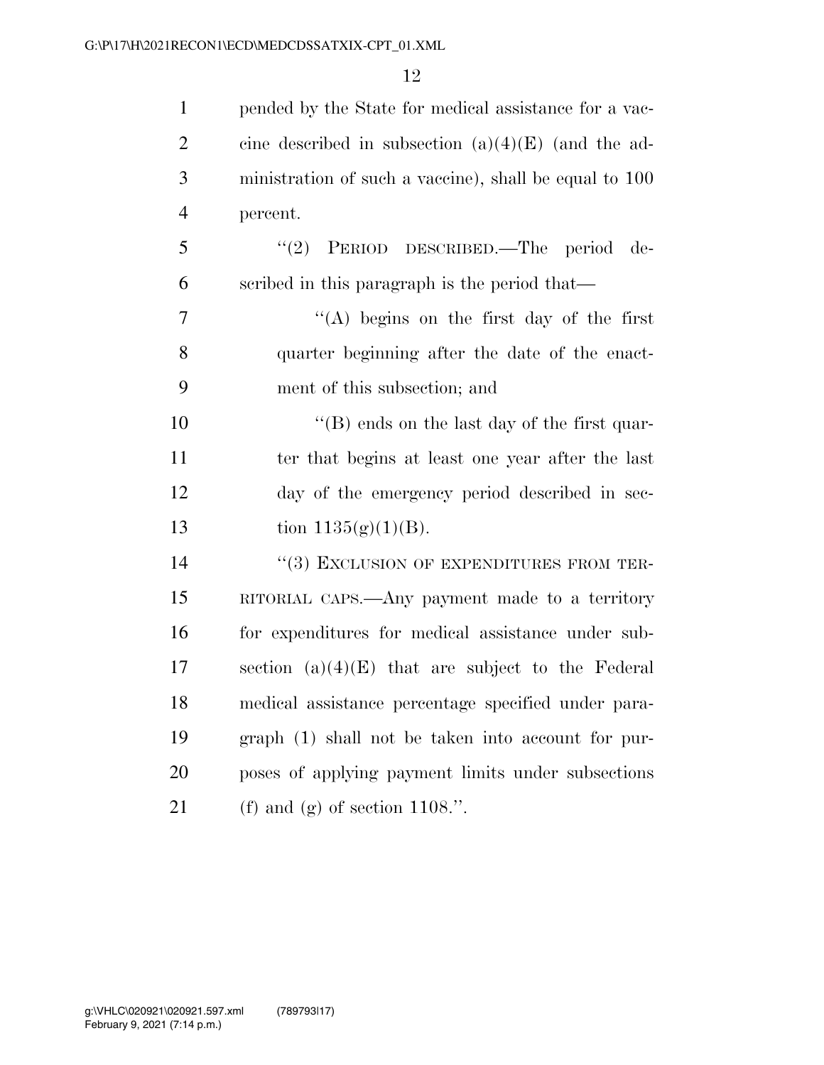pended by the State for medical assistance for a vaccine described in subsection (a)(4)(E) (and the administration of such a vaccine), shall be equal to 100 percent.

"(2) PERIOD DESCRIBED.—The period described in this paragraph is the period that—

"(A) begins on the first day of the first quarter beginning after the date of the enactment of this subsection; and

"(B) ends on the last day of the first quarter that begins at least one year after the last day of the emergency period described in section 1135(g)(1)(B).

"(3) EXCLUSION OF EXPENDITURES FROM TERRITORIAL CAPS.—Any payment made to a territory for expenditures for medical assistance under subsection (a)(4)(E) that are subject to the Federal medical assistance percentage specified under paragraph (1) shall not be taken into account for purposes of applying payment limits under subsections (f) and (g) of section 1108.".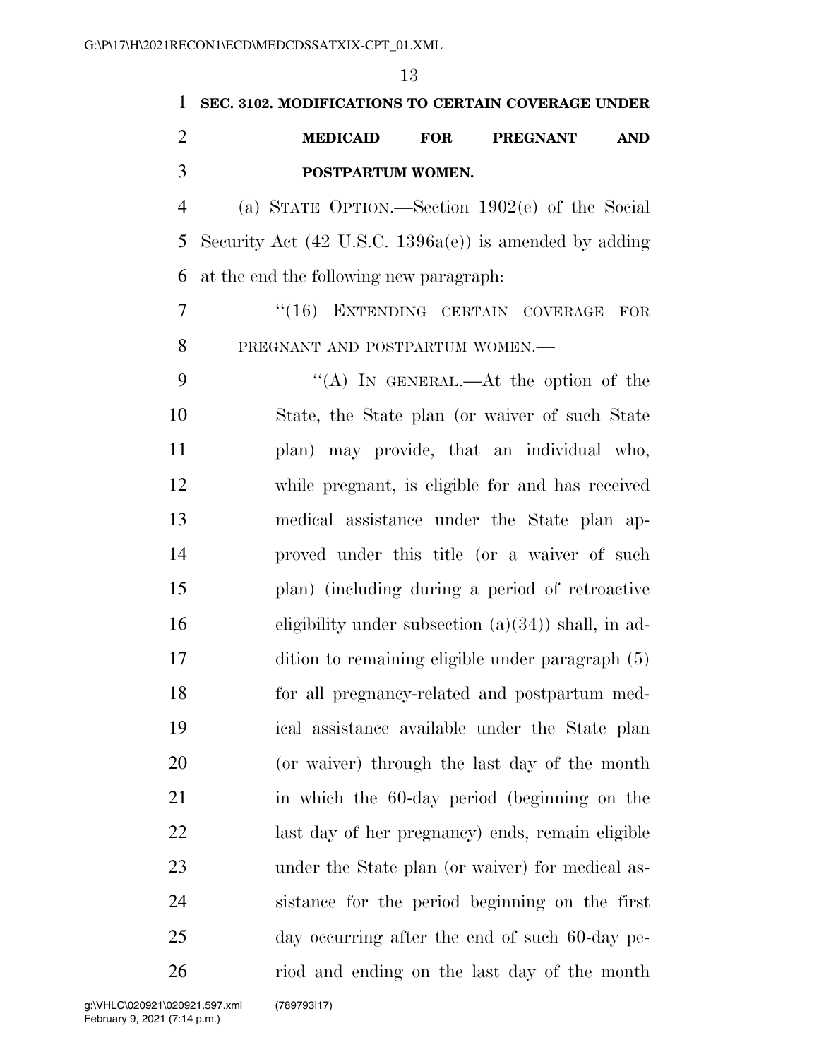**SEC. 3102. MODIFICATIONS TO CERTAIN COVERAGE UNDER MEDICAID FOR PREGNANT AND POSTPARTUM WOMEN.**

(a) STATE OPTION.—Section 1902(e) of the Social Security Act (42 U.S.C. 1396a(e)) is amended by adding at the end the following new paragraph:

"(16) EXTENDING CERTAIN COVERAGE FOR PREGNANT AND POSTPARTUM WOMEN.—

"(A) IN GENERAL.—At the option of the State, the State plan (or waiver of such State plan) may provide, that an individual who, while pregnant, is eligible for and has received medical assistance under the State plan approved under this title (or a waiver of such plan) (including during a period of retroactive eligibility under subsection (a)(34)) shall, in addition to remaining eligible under paragraph (5) for all pregnancy-related and postpartum medical assistance available under the State plan (or waiver) through the last day of the month in which the 60-day period (beginning on the last day of her pregnancy) ends, remain eligible under the State plan (or waiver) for medical assistance for the period beginning on the first day occurring after the end of such 60-day period and ending on the last day of the month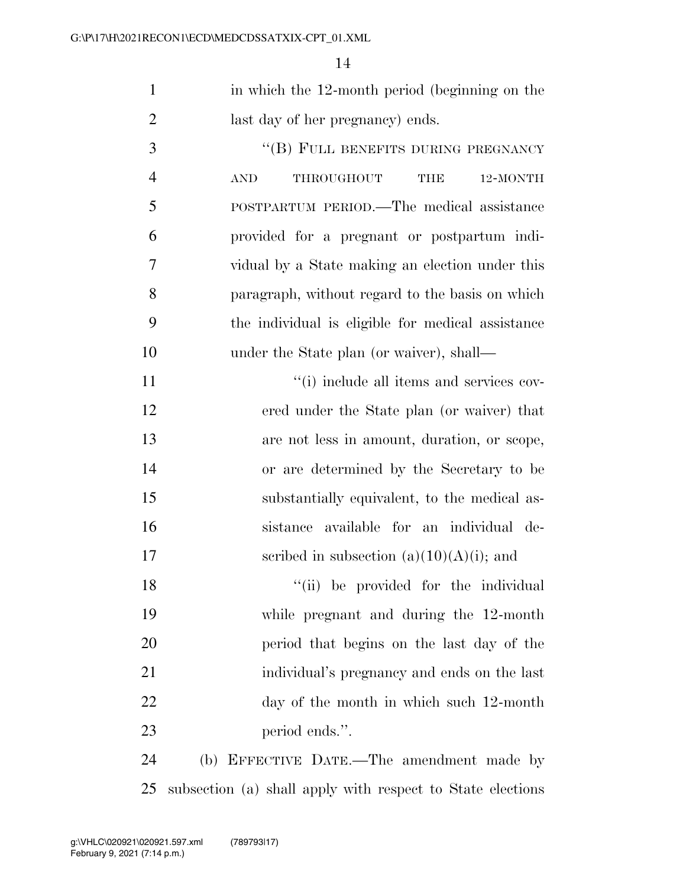in which the 12-month period (beginning on the last day of her pregnancy) ends.

"(B) FULL BENEFITS DURING PREGNANCY AND THROUGHOUT THE 12-MONTH POSTPARTUM PERIOD.—The medical assistance provided for a pregnant or postpartum individual by a State making an election under this paragraph, without regard to the basis on which the individual is eligible for medical assistance under the State plan (or waiver), shall—

"(i) include all items and services covered under the State plan (or waiver) that are not less in amount, duration, or scope, or are determined by the Secretary to be substantially equivalent, to the medical assistance available for an individual described in subsection (a)(10)(A)(i); and

"(ii) be provided for the individual while pregnant and during the 12-month period that begins on the last day of the individual's pregnancy and ends on the last day of the month in which such 12-month period ends.".

(b) EFFECTIVE DATE.—The amendment made by subsection (a) shall apply with respect to State elections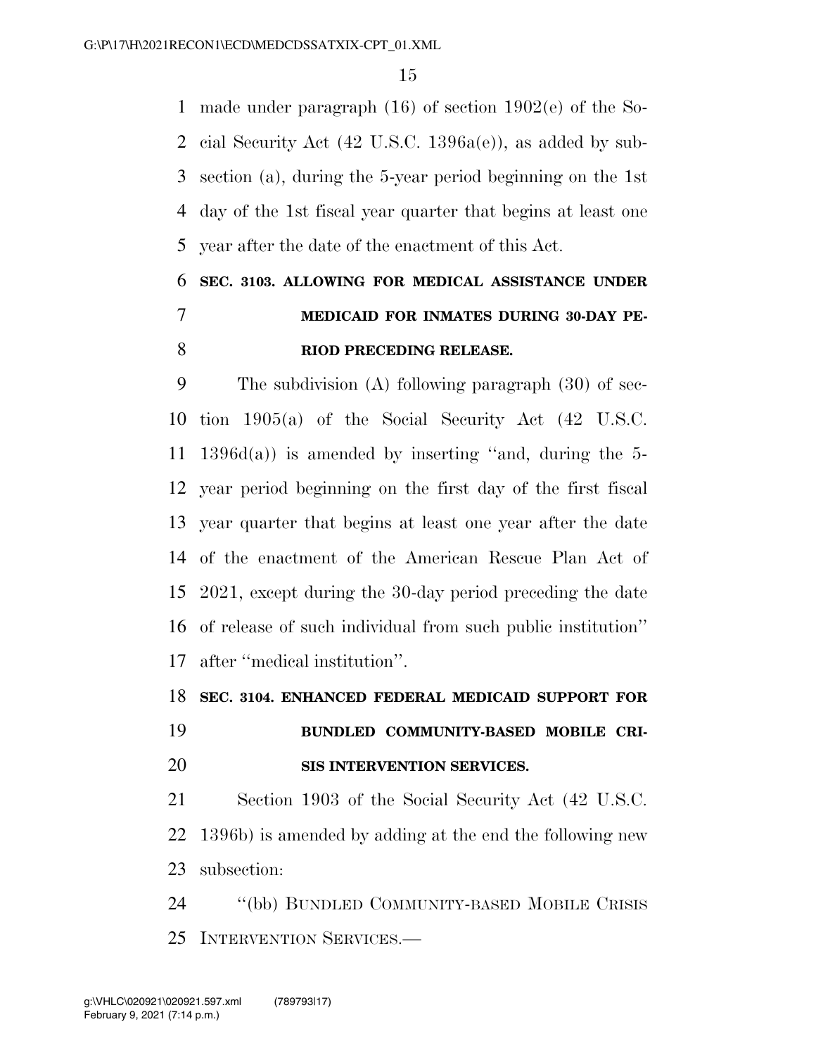made under paragraph (16) of section 1902(e) of the Social Security Act (42 U.S.C. 1396a(e)), as added by subsection (a), during the 5-year period beginning on the 1st day of the 1st fiscal year quarter that begins at least one year after the date of the enactment of this Act.

## SEC. 3103. ALLOWING FOR MEDICAL ASSISTANCE UNDER MEDICAID FOR INMATES DURING 30-DAY PERIOD PRECEDING RELEASE.

The subdivision (A) following paragraph (30) of section 1905(a) of the Social Security Act (42 U.S.C. 1396d(a)) is amended by inserting ''and, during the 5-year period beginning on the first day of the first fiscal year quarter that begins at least one year after the date of the enactment of the American Rescue Plan Act of 2021, except during the 30-day period preceding the date of release of such individual from such public institution'' after ''medical institution''.

## SEC. 3104. ENHANCED FEDERAL MEDICAID SUPPORT FOR BUNDLED COMMUNITY-BASED MOBILE CRISIS INTERVENTION SERVICES.

Section 1903 of the Social Security Act (42 U.S.C. 1396b) is amended by adding at the end the following new subsection:

''(bb) BUNDLED COMMUNITY-BASED MOBILE CRISIS INTERVENTION SERVICES.—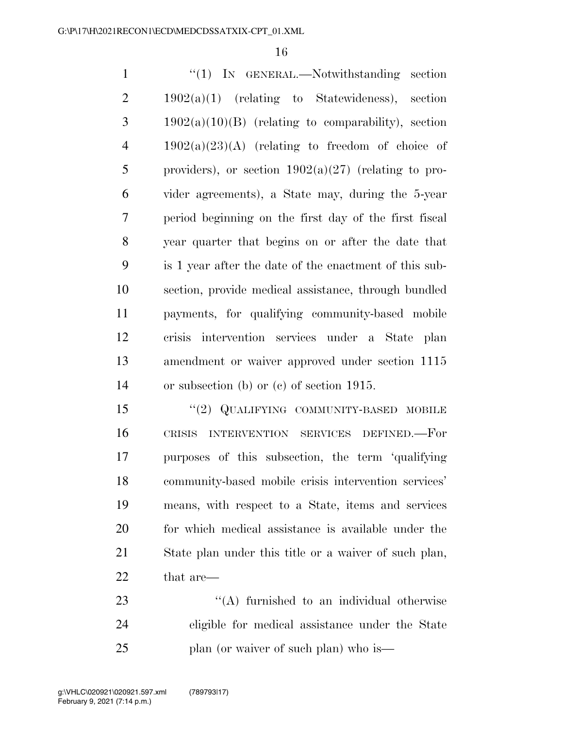"(1) IN GENERAL.—Notwithstanding section 1902(a)(1) (relating to Statewideness), section 1902(a)(10)(B) (relating to comparability), section 1902(a)(23)(A) (relating to freedom of choice of providers), or section 1902(a)(27) (relating to provider agreements), a State may, during the 5-year period beginning on the first day of the first fiscal year quarter that begins on or after the date that is 1 year after the date of the enactment of this subsection, provide medical assistance, through bundled payments, for qualifying community-based mobile crisis intervention services under a State plan amendment or waiver approved under section 1115 or subsection (b) or (c) of section 1915.

"(2) QUALIFYING COMMUNITY-BASED MOBILE CRISIS INTERVENTION SERVICES DEFINED.—For purposes of this subsection, the term 'qualifying community-based mobile crisis intervention services' means, with respect to a State, items and services for which medical assistance is available under the State plan under this title or a waiver of such plan, that are—

"(A) furnished to an individual otherwise eligible for medical assistance under the State plan (or waiver of such plan) who is—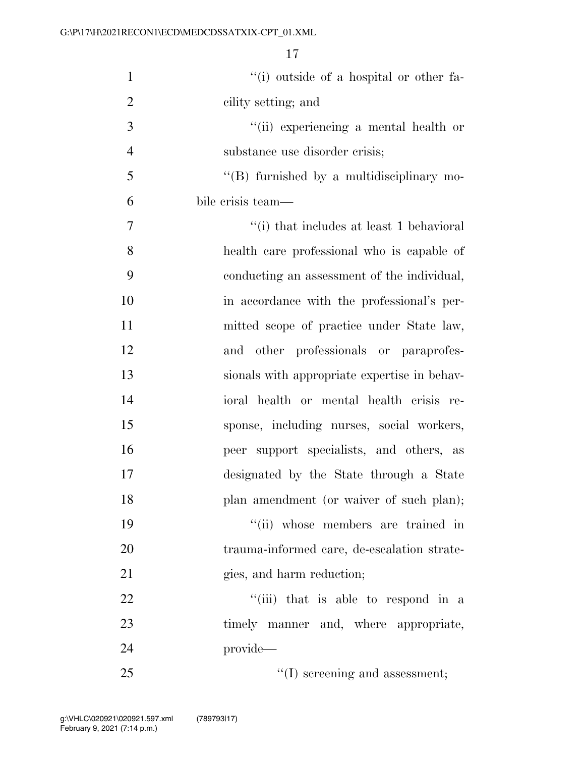''(i) outside of a hospital or other facility setting; and

''(ii) experiencing a mental health or substance use disorder crisis;

''(B) furnished by a multidisciplinary mobile crisis team—

''(i) that includes at least 1 behavioral health care professional who is capable of conducting an assessment of the individual, in accordance with the professional's permitted scope of practice under State law, and other professionals or paraprofessionals with appropriate expertise in behavioral health or mental health crisis response, including nurses, social workers, peer support specialists, and others, as designated by the State through a State plan amendment (or waiver of such plan);

''(ii) whose members are trained in trauma-informed care, de-escalation strategies, and harm reduction;

''(iii) that is able to respond in a timely manner and, where appropriate, provide—

''(I) screening and assessment;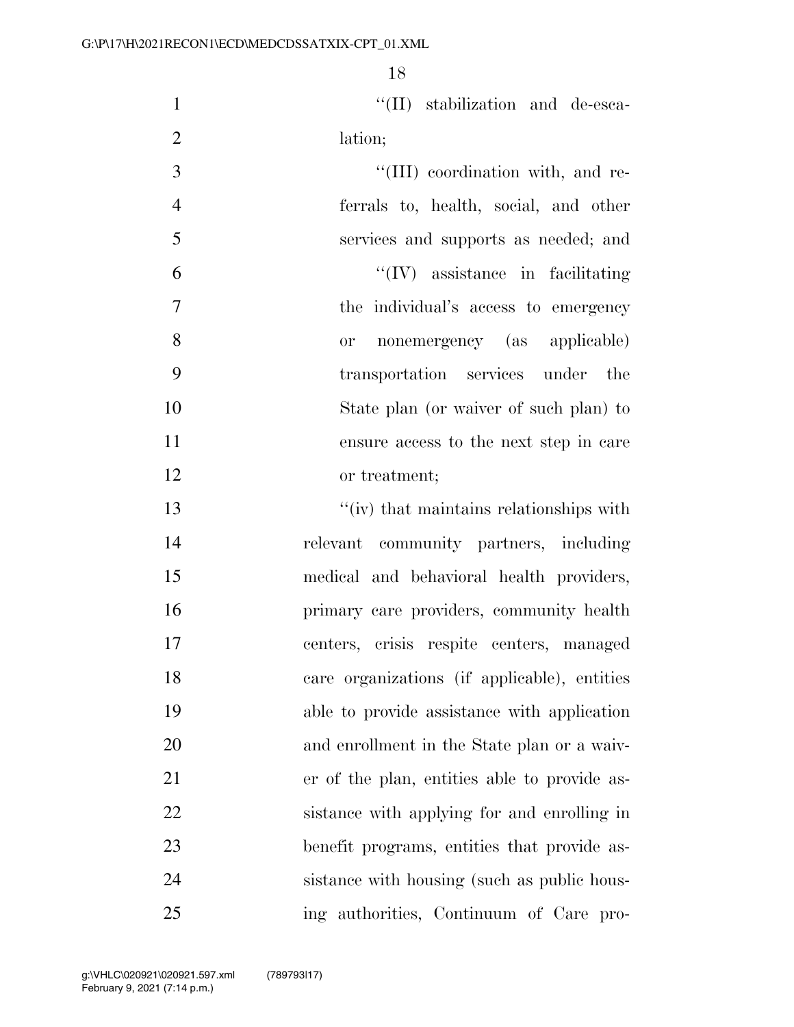''(II) stabilization and de-escalation;

''(III) coordination with, and referrals to, health, social, and other services and supports as needed; and

''(IV) assistance in facilitating the individual's access to emergency or nonemergency (as applicable) transportation services under the State plan (or waiver of such plan) to ensure access to the next step in care or treatment;

''(iv) that maintains relationships with relevant community partners, including medical and behavioral health providers, primary care providers, community health centers, crisis respite centers, managed care organizations (if applicable), entities able to provide assistance with application and enrollment in the State plan or a waiver of the plan, entities able to provide assistance with applying for and enrolling in benefit programs, entities that provide assistance with housing (such as public housing authorities, Continuum of Care pro-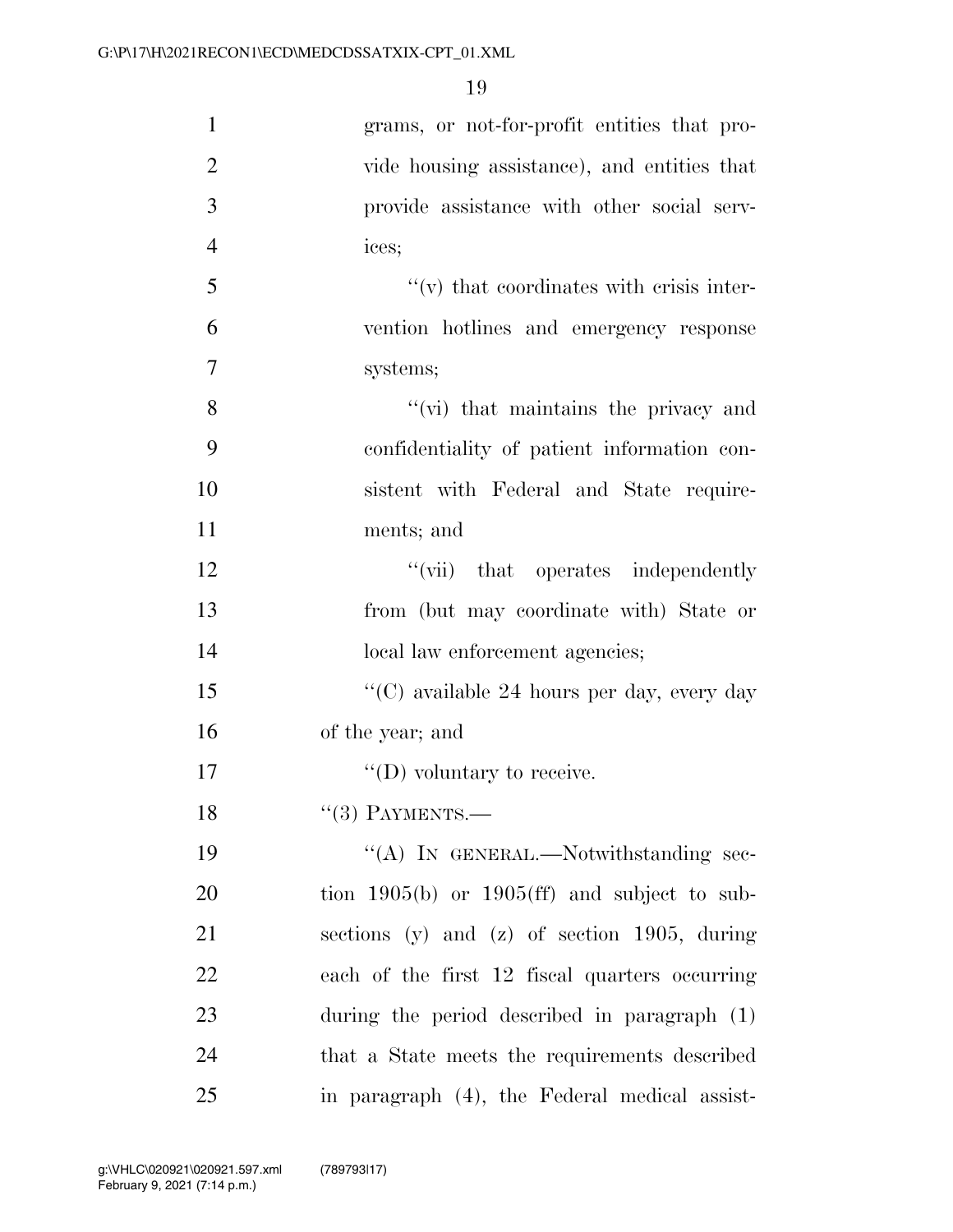grams, or not-for-profit entities that provide housing assistance), and entities that provide assistance with other social services;

"(v) that coordinates with crisis intervention hotlines and emergency response systems;

"(vi) that maintains the privacy and confidentiality of patient information consistent with Federal and State requirements; and

"(vii) that operates independently from (but may coordinate with) State or local law enforcement agencies;

"(C) available 24 hours per day, every day of the year; and

"(D) voluntary to receive.

"(3) PAYMENTS.—

"(A) IN GENERAL.—Notwithstanding section 1905(b) or 1905(ff) and subject to subsections (y) and (z) of section 1905, during each of the first 12 fiscal quarters occurring during the period described in paragraph (1) that a State meets the requirements described in paragraph (4), the Federal medical assist-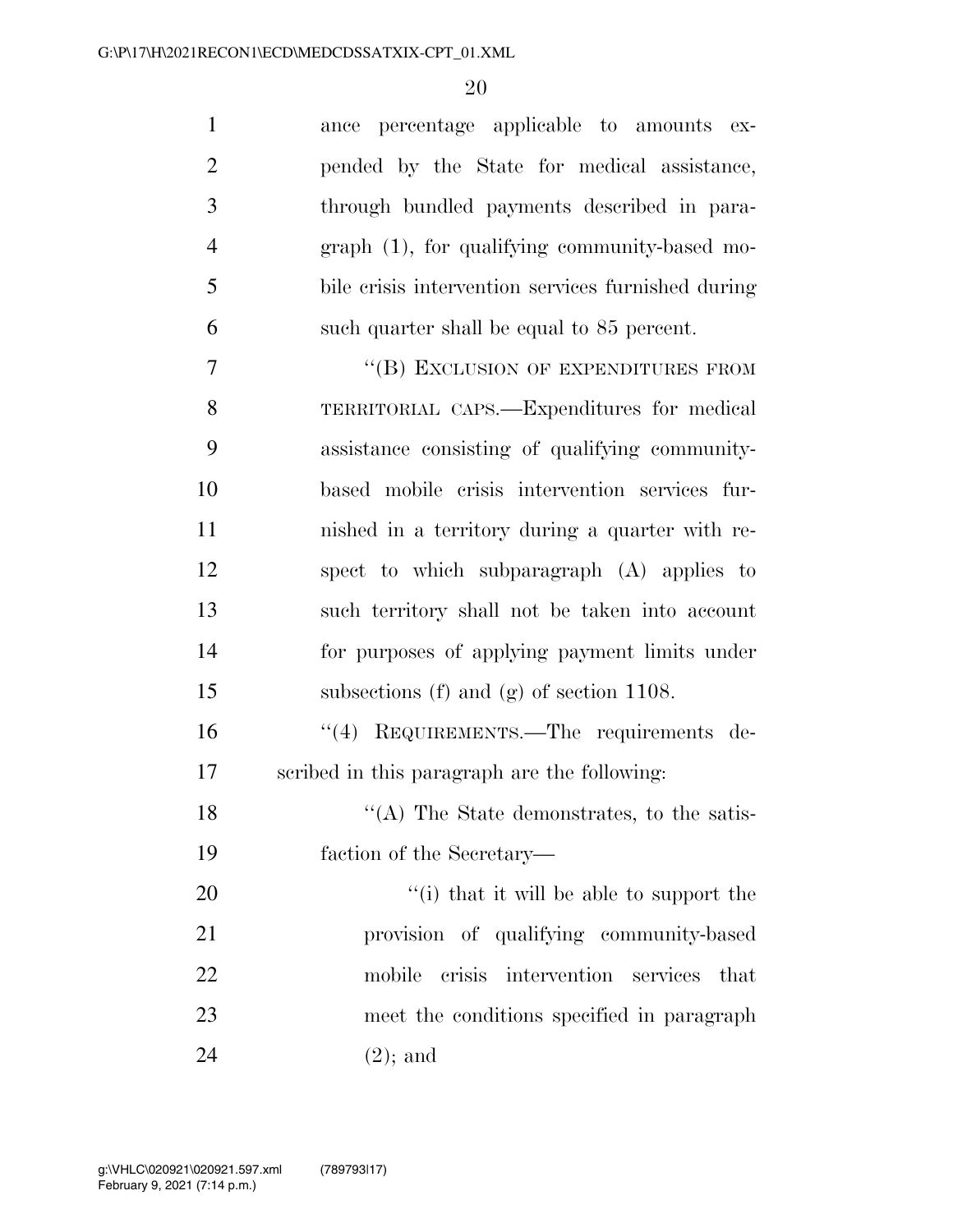ance percentage applicable to amounts expended by the State for medical assistance, through bundled payments described in paragraph (1), for qualifying community-based mobile crisis intervention services furnished during such quarter shall be equal to 85 percent.

"(B) EXCLUSION OF EXPENDITURES FROM TERRITORIAL CAPS.—Expenditures for medical assistance consisting of qualifying community-based mobile crisis intervention services furnished in a territory during a quarter with respect to which subparagraph (A) applies to such territory shall not be taken into account for purposes of applying payment limits under subsections (f) and (g) of section 1108.

"(4) REQUIREMENTS.—The requirements described in this paragraph are the following:

"(A) The State demonstrates, to the satisfaction of the Secretary—

"(i) that it will be able to support the provision of qualifying community-based mobile crisis intervention services that meet the conditions specified in paragraph (2); and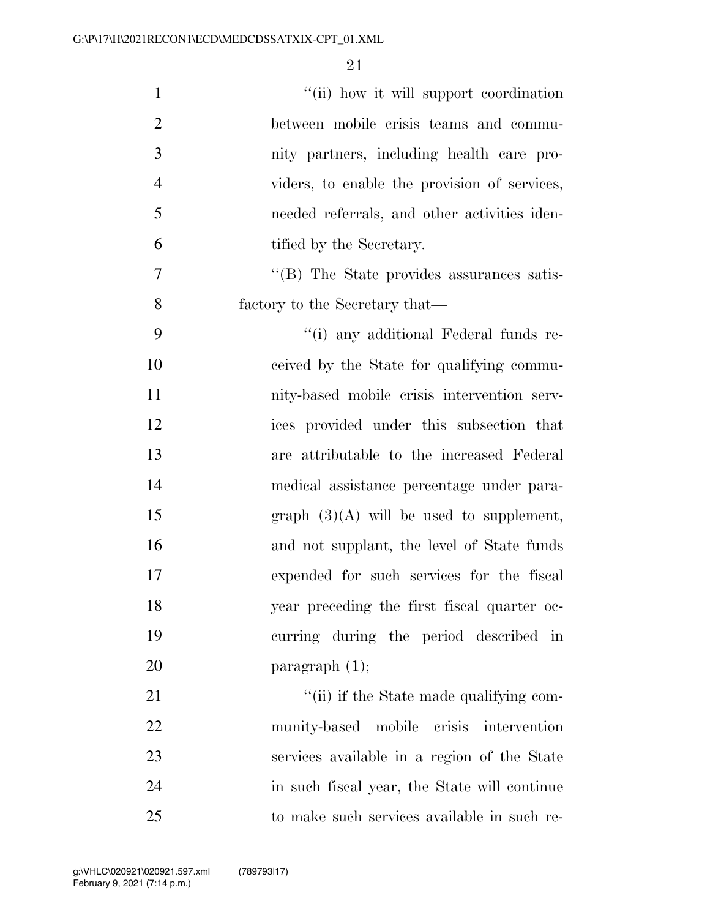"(ii) how it will support coordination between mobile crisis teams and community partners, including health care providers, to enable the provision of services, needed referrals, and other activities identified by the Secretary.

"(B) The State provides assurances satisfactory to the Secretary that—

"(i) any additional Federal funds received by the State for qualifying community-based mobile crisis intervention services provided under this subsection that are attributable to the increased Federal medical assistance percentage under paragraph (3)(A) will be used to supplement, and not supplant, the level of State funds expended for such services for the fiscal year preceding the first fiscal quarter occurring during the period described in paragraph (1);

"(ii) if the State made qualifying community-based mobile crisis intervention services available in a region of the State in such fiscal year, the State will continue to make such services available in such re-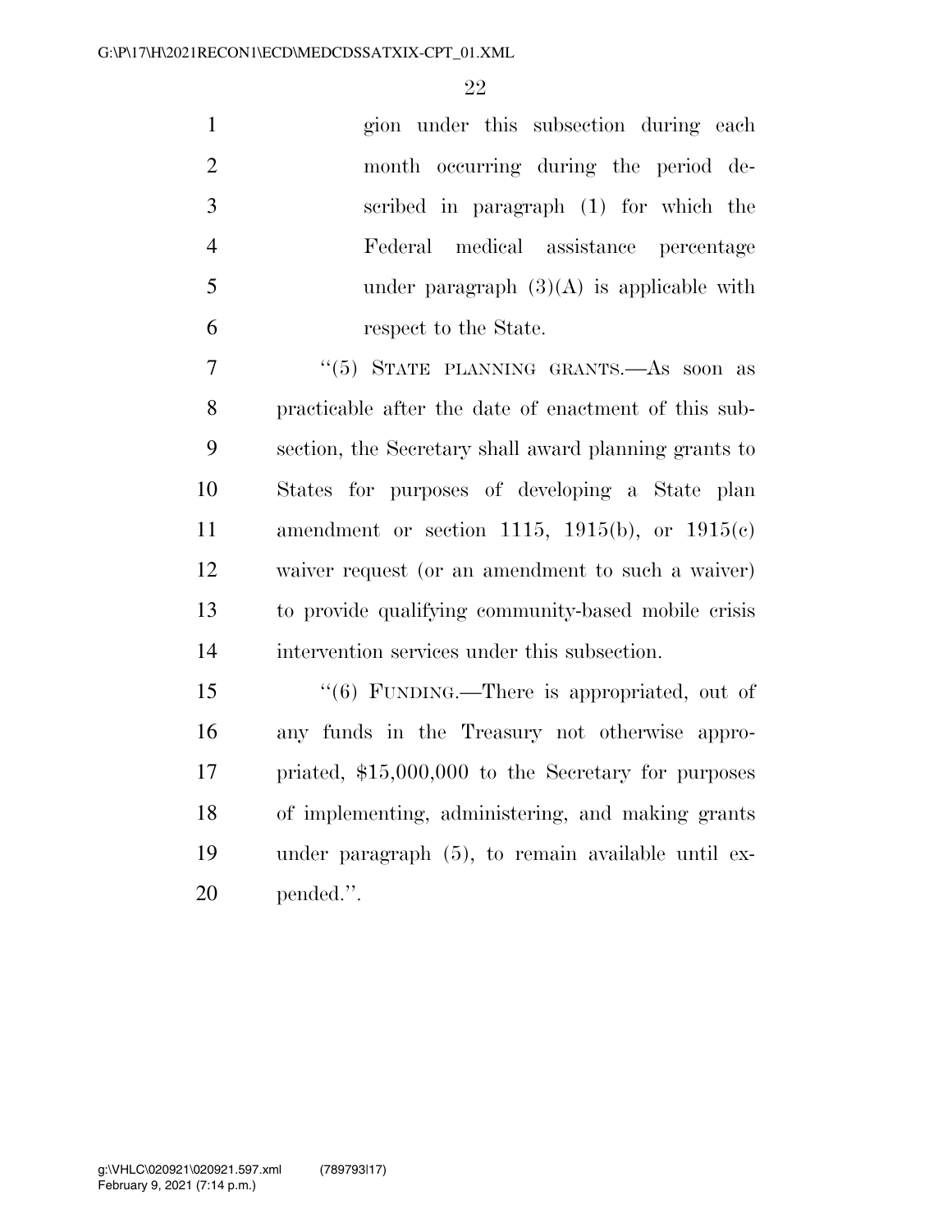gion under this subsection during each month occurring during the period described in paragraph (1) for which the Federal medical assistance percentage under paragraph (3)(A) is applicable with respect to the State.

"(5) STATE PLANNING GRANTS.—As soon as practicable after the date of enactment of this subsection, the Secretary shall award planning grants to States for purposes of developing a State plan amendment or section 1115, 1915(b), or 1915(c) waiver request (or an amendment to such a waiver) to provide qualifying community-based mobile crisis intervention services under this subsection.

"(6) FUNDING.—There is appropriated, out of any funds in the Treasury not otherwise appropriated, $15,000,000 to the Secretary for purposes of implementing, administering, and making grants under paragraph (5), to remain available until expended.".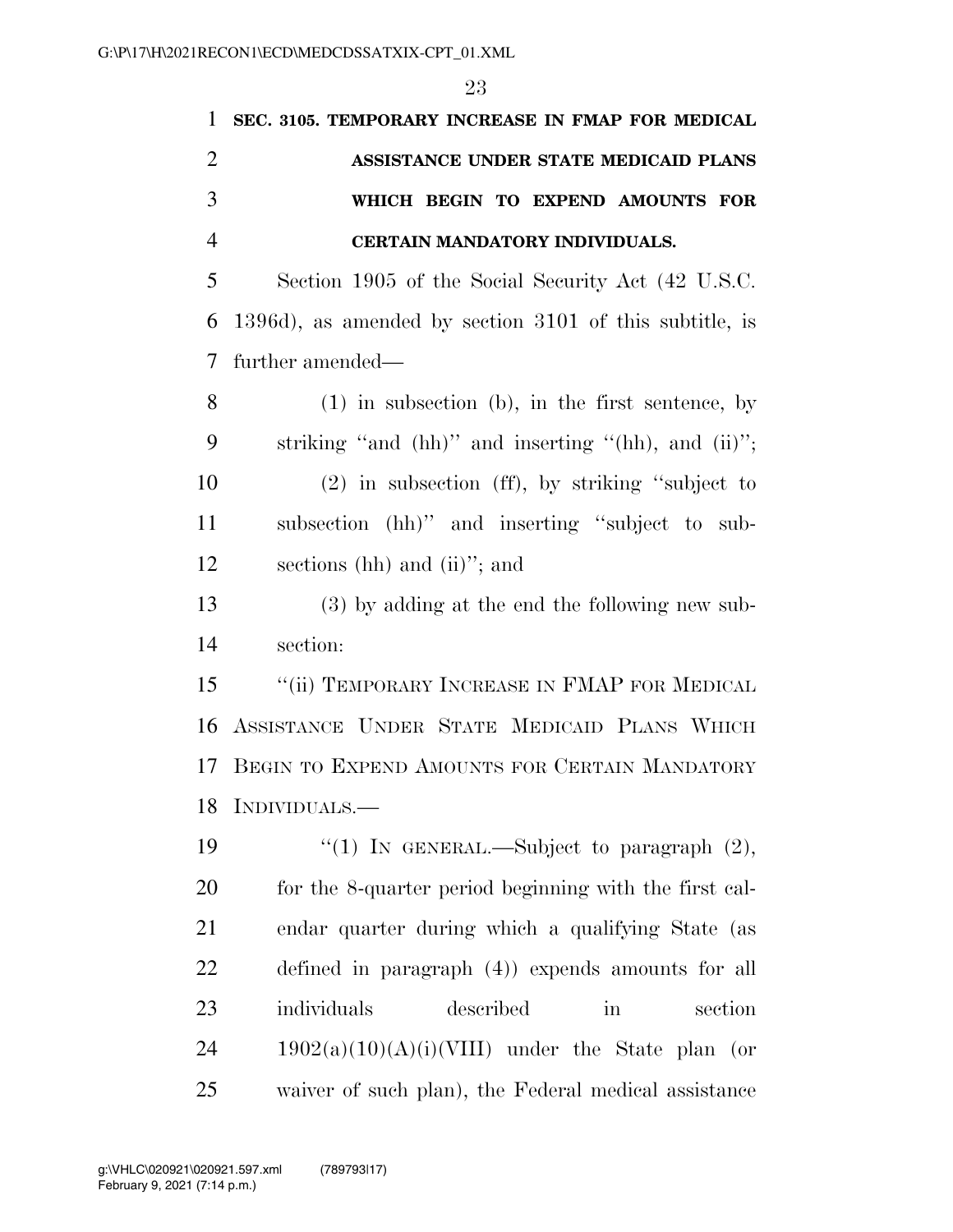**SEC. 3105. TEMPORARY INCREASE IN FMAP FOR MEDICAL ASSISTANCE UNDER STATE MEDICAID PLANS WHICH BEGIN TO EXPEND AMOUNTS FOR CERTAIN MANDATORY INDIVIDUALS.**

Section 1905 of the Social Security Act (42 U.S.C. 1396d), as amended by section 3101 of this subtitle, is further amended—

(1) in subsection (b), in the first sentence, by striking "and (hh)" and inserting "(hh), and (ii)";

(2) in subsection (ff), by striking "subject to subsection (hh)" and inserting "subject to subsections (hh) and (ii)"; and

(3) by adding at the end the following new subsection:

"(ii) TEMPORARY INCREASE IN FMAP FOR MEDICAL ASSISTANCE UNDER STATE MEDICAID PLANS WHICH BEGIN TO EXPEND AMOUNTS FOR CERTAIN MANDATORY INDIVIDUALS.—

"(1) IN GENERAL.—Subject to paragraph (2), for the 8-quarter period beginning with the first calendar quarter during which a qualifying State (as defined in paragraph (4)) expends amounts for all individuals described in section 1902(a)(10)(A)(i)(VIII) under the State plan (or waiver of such plan), the Federal medical assistance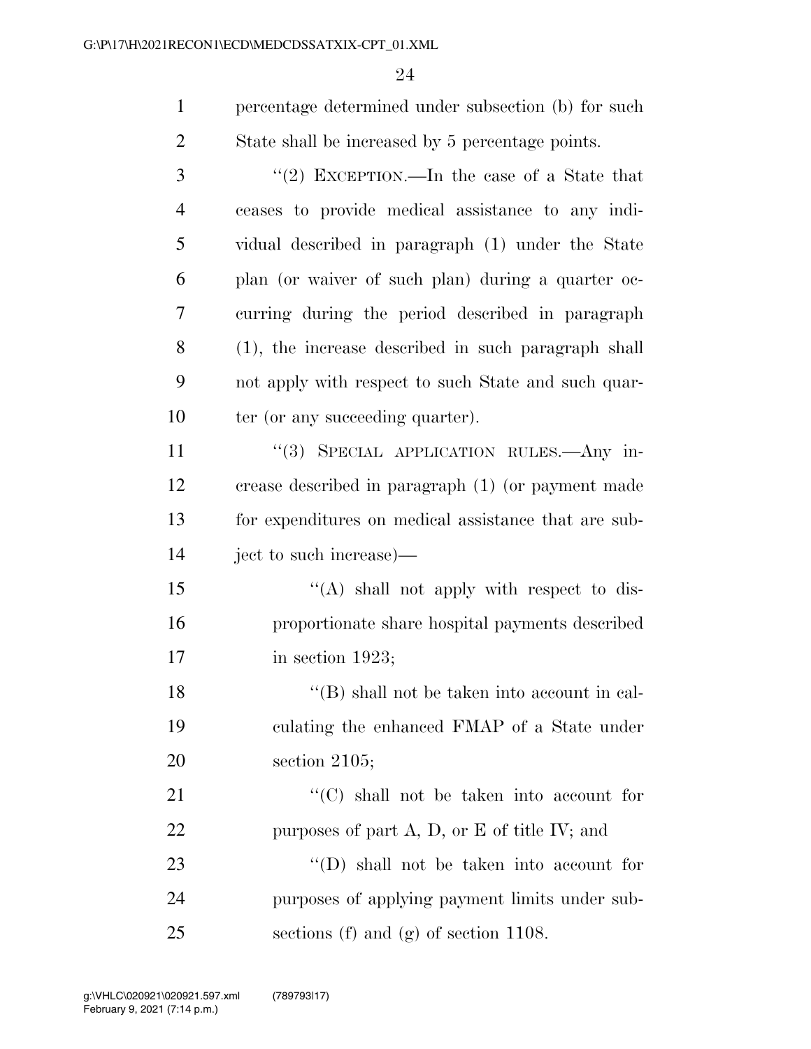percentage determined under subsection (b) for such State shall be increased by 5 percentage points.

''(2) EXCEPTION.—In the case of a State that ceases to provide medical assistance to any individual described in paragraph (1) under the State plan (or waiver of such plan) during a quarter occurring during the period described in paragraph (1), the increase described in such paragraph shall not apply with respect to such State and such quarter (or any succeeding quarter).

''(3) SPECIAL APPLICATION RULES.—Any increase described in paragraph (1) (or payment made for expenditures on medical assistance that are subject to such increase)—

''(A) shall not apply with respect to disproportionate share hospital payments described in section 1923;

''(B) shall not be taken into account in calculating the enhanced FMAP of a State under section 2105;

''(C) shall not be taken into account for purposes of part A, D, or E of title IV; and

''(D) shall not be taken into account for purposes of applying payment limits under subsections (f) and (g) of section 1108.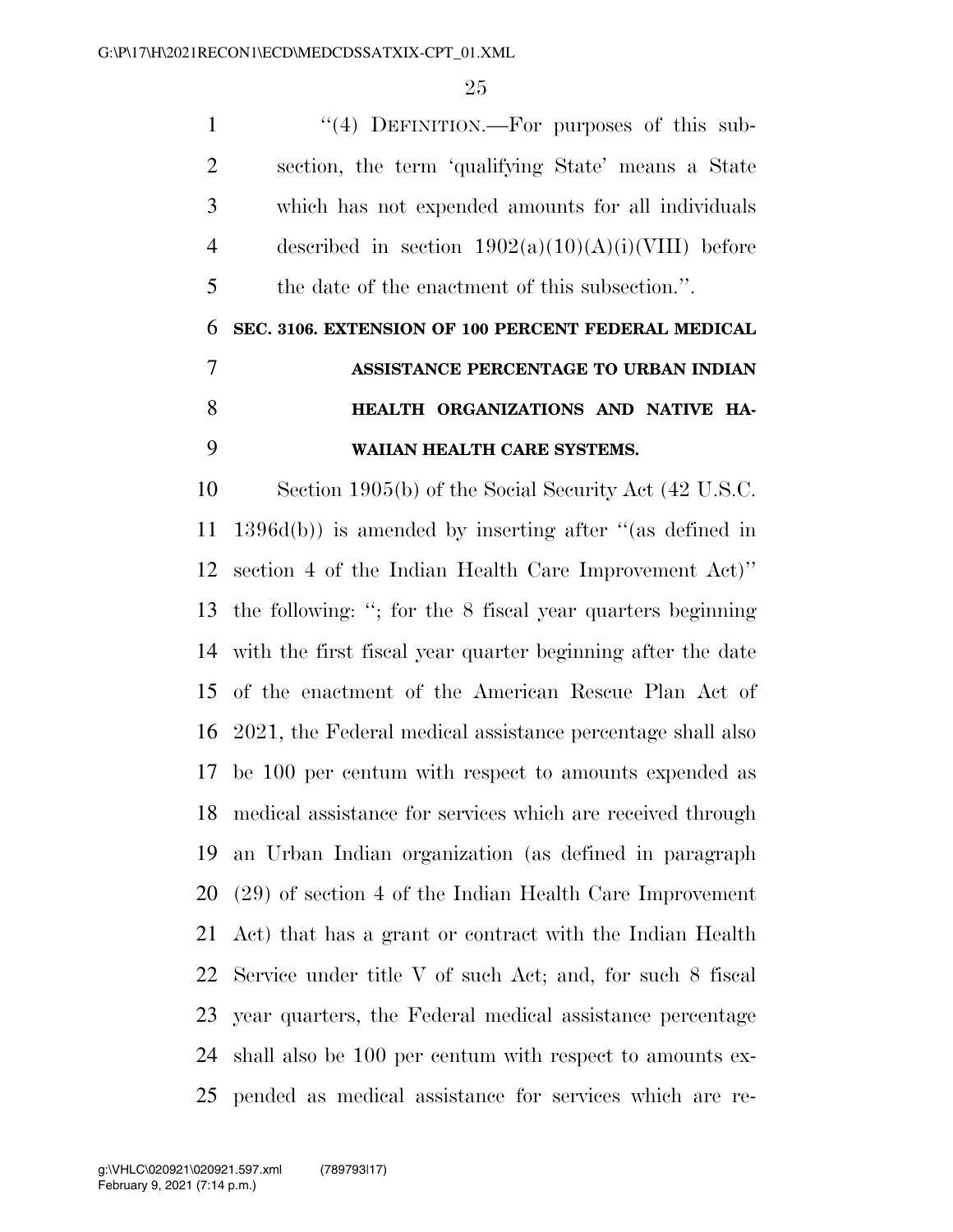"(4) DEFINITION.—For purposes of this subsection, the term 'qualifying State' means a State which has not expended amounts for all individuals described in section 1902(a)(10)(A)(i)(VIII) before the date of the enactment of this subsection.".

**SEC. 3106. EXTENSION OF 100 PERCENT FEDERAL MEDICAL ASSISTANCE PERCENTAGE TO URBAN INDIAN HEALTH ORGANIZATIONS AND NATIVE HAWAIIAN HEALTH CARE SYSTEMS.**

Section 1905(b) of the Social Security Act (42 U.S.C. 1396d(b)) is amended by inserting after "(as defined in section 4 of the Indian Health Care Improvement Act)" the following: "; for the 8 fiscal year quarters beginning with the first fiscal year quarter beginning after the date of the enactment of the American Rescue Plan Act of 2021, the Federal medical assistance percentage shall also be 100 per centum with respect to amounts expended as medical assistance for services which are received through an Urban Indian organization (as defined in paragraph (29) of section 4 of the Indian Health Care Improvement Act) that has a grant or contract with the Indian Health Service under title V of such Act; and, for such 8 fiscal year quarters, the Federal medical assistance percentage shall also be 100 per centum with respect to amounts expended as medical assistance for services which are re-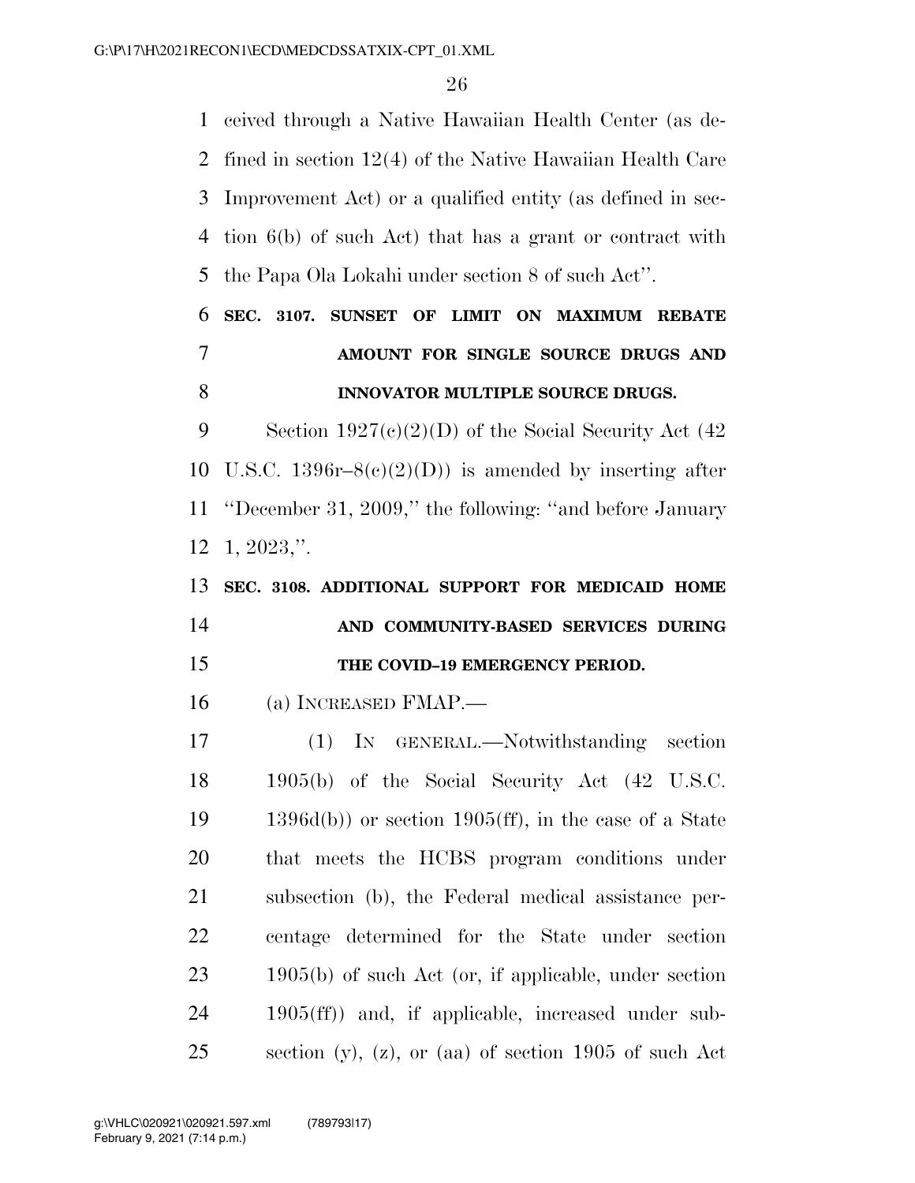ceived through a Native Hawaiian Health Center (as defined in section 12(4) of the Native Hawaiian Health Care Improvement Act) or a qualified entity (as defined in section 6(b) of such Act) that has a grant or contract with the Papa Ola Lokahi under section 8 of such Act''.

**SEC. 3107. SUNSET OF LIMIT ON MAXIMUM REBATE AMOUNT FOR SINGLE SOURCE DRUGS AND INNOVATOR MULTIPLE SOURCE DRUGS.**

Section 1927(c)(2)(D) of the Social Security Act (42 U.S.C. 1396r–8(c)(2)(D)) is amended by inserting after ''December 31, 2009,'' the following: ''and before January 1, 2023,''.

**SEC. 3108. ADDITIONAL SUPPORT FOR MEDICAID HOME AND COMMUNITY-BASED SERVICES DURING THE COVID–19 EMERGENCY PERIOD.**

(a) INCREASED FMAP.—

(1) IN GENERAL.—Notwithstanding section 1905(b) of the Social Security Act (42 U.S.C. 1396d(b)) or section 1905(ff), in the case of a State that meets the HCBS program conditions under subsection (b), the Federal medical assistance percentage determined for the State under section 1905(b) of such Act (or, if applicable, under section 1905(ff)) and, if applicable, increased under subsection (y), (z), or (aa) of section 1905 of such Act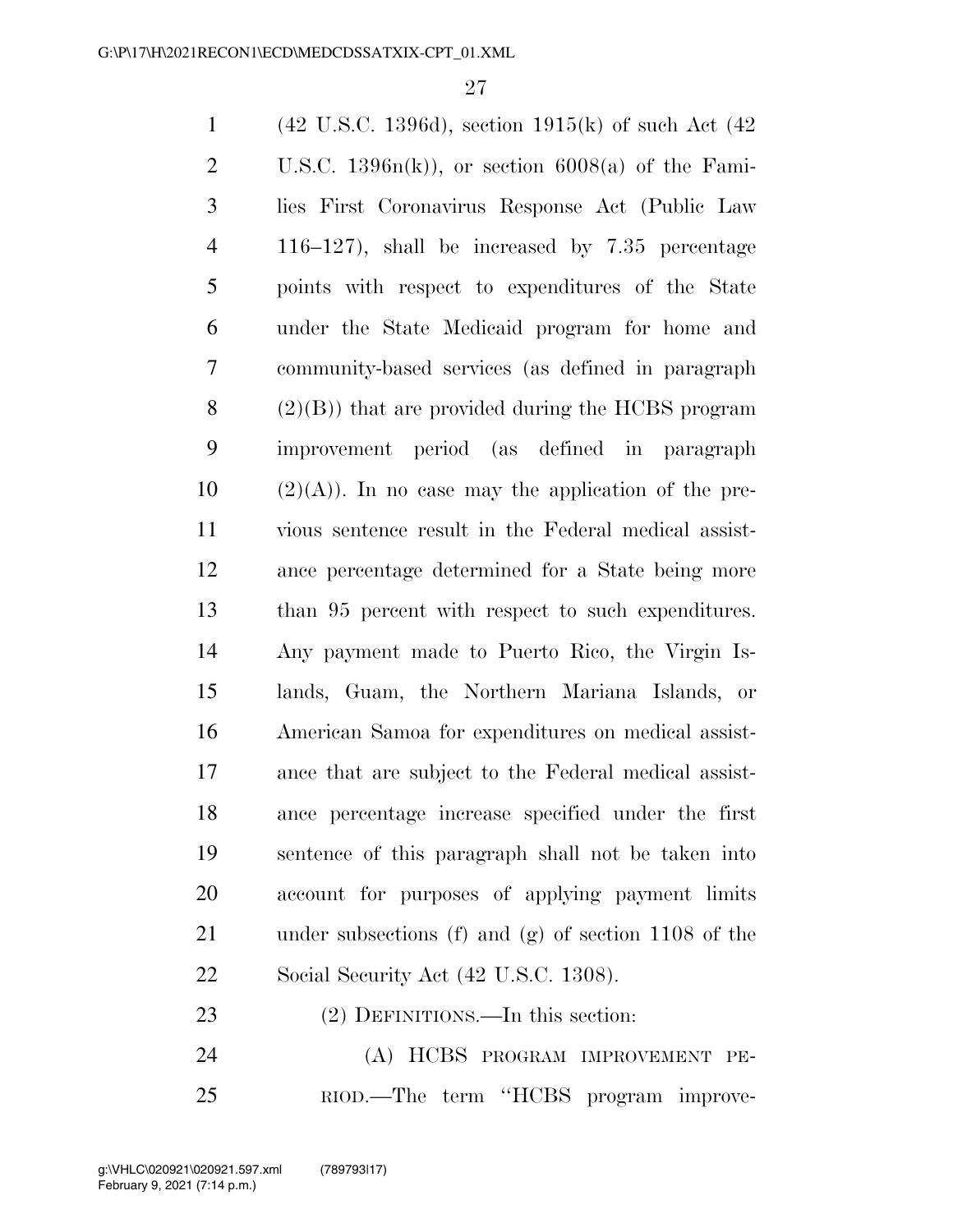(42 U.S.C. 1396d), section 1915(k) of such Act (42 U.S.C. 1396n(k)), or section 6008(a) of the Families First Coronavirus Response Act (Public Law 116–127), shall be increased by 7.35 percentage points with respect to expenditures of the State under the State Medicaid program for home and community-based services (as defined in paragraph (2)(B)) that are provided during the HCBS program improvement period (as defined in paragraph (2)(A)). In no case may the application of the previous sentence result in the Federal medical assistance percentage determined for a State being more than 95 percent with respect to such expenditures. Any payment made to Puerto Rico, the Virgin Islands, Guam, the Northern Mariana Islands, or American Samoa for expenditures on medical assistance that are subject to the Federal medical assistance percentage increase specified under the first sentence of this paragraph shall not be taken into account for purposes of applying payment limits under subsections (f) and (g) of section 1108 of the Social Security Act (42 U.S.C. 1308).

(2) DEFINITIONS.—In this section:

(A) HCBS PROGRAM IMPROVEMENT PERIOD.—The term ''HCBS program improve-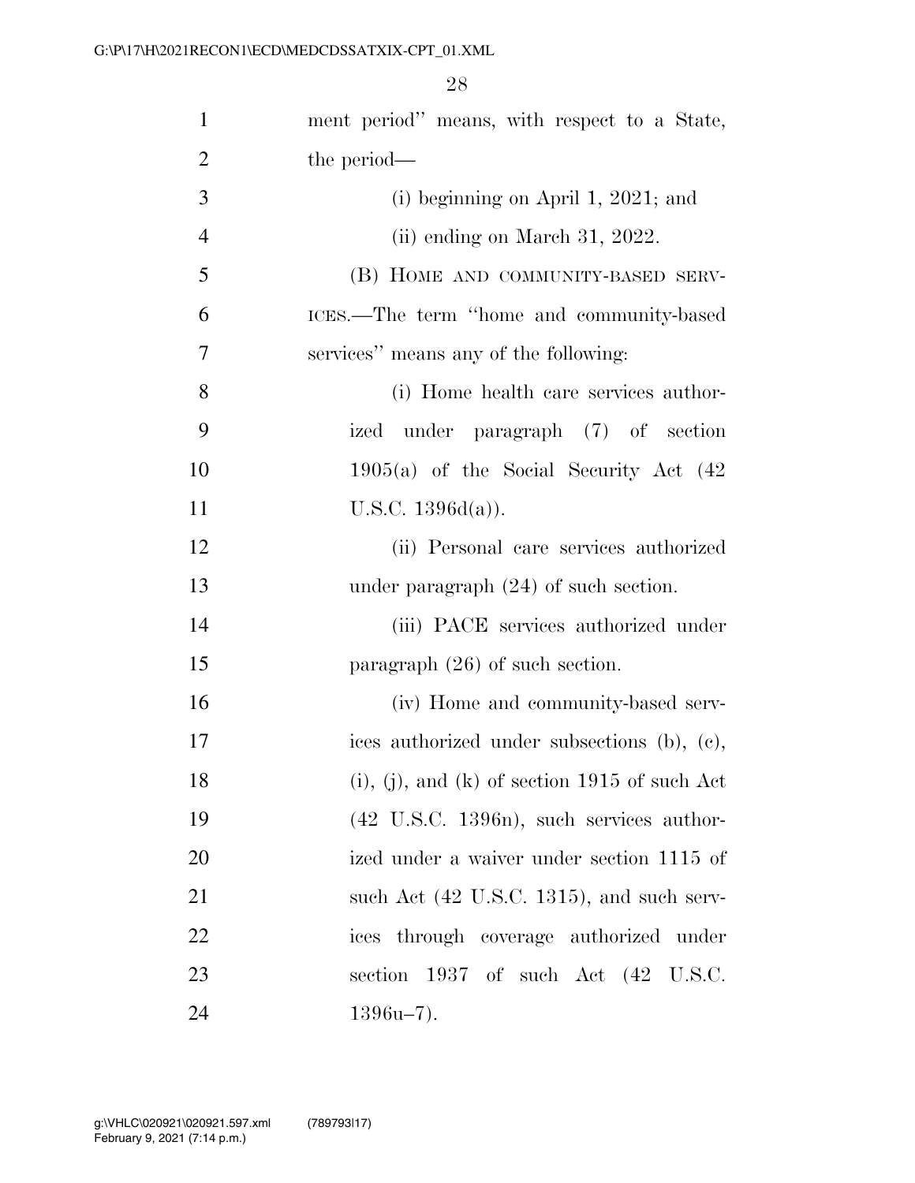ment period'' means, with respect to a State, the period—

(i) beginning on April 1, 2021; and

(ii) ending on March 31, 2022.

(B) HOME AND COMMUNITY-BASED SERVICES.—The term ''home and community-based services'' means any of the following:

(i) Home health care services authorized under paragraph (7) of section 1905(a) of the Social Security Act (42 U.S.C. 1396d(a)).

(ii) Personal care services authorized under paragraph (24) of such section.

(iii) PACE services authorized under paragraph (26) of such section.

(iv) Home and community-based services authorized under subsections (b), (c), (i), (j), and (k) of section 1915 of such Act (42 U.S.C. 1396n), such services authorized under a waiver under section 1115 of such Act (42 U.S.C. 1315), and such services through coverage authorized under section 1937 of such Act (42 U.S.C. 1396u–7).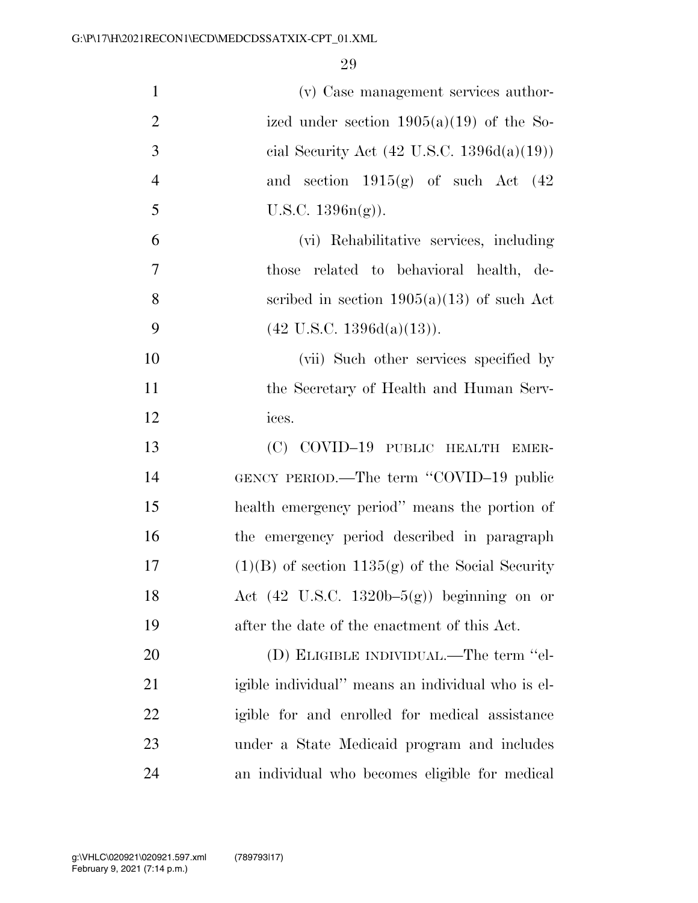(v) Case management services authorized under section 1905(a)(19) of the Social Security Act (42 U.S.C. 1396d(a)(19)) and section 1915(g) of such Act (42 U.S.C. 1396n(g)).

(vi) Rehabilitative services, including those related to behavioral health, described in section 1905(a)(13) of such Act (42 U.S.C. 1396d(a)(13)).

(vii) Such other services specified by the Secretary of Health and Human Services.

(C) COVID–19 PUBLIC HEALTH EMERGENCY PERIOD.—The term ''COVID–19 public health emergency period'' means the portion of the emergency period described in paragraph (1)(B) of section 1135(g) of the Social Security Act (42 U.S.C. 1320b–5(g)) beginning on or after the date of the enactment of this Act.

(D) ELIGIBLE INDIVIDUAL.—The term ''eligible individual'' means an individual who is eligible for and enrolled for medical assistance under a State Medicaid program and includes an individual who becomes eligible for medical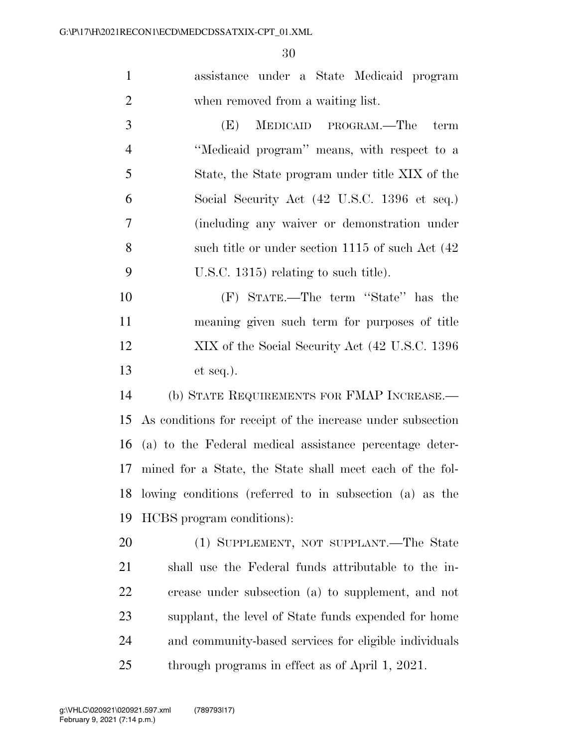assistance under a State Medicaid program when removed from a waiting list.

(E) MEDICAID PROGRAM.—The term ''Medicaid program'' means, with respect to a State, the State program under title XIX of the Social Security Act (42 U.S.C. 1396 et seq.) (including any waiver or demonstration under such title or under section 1115 of such Act (42 U.S.C. 1315) relating to such title).

(F) STATE.—The term ''State'' has the meaning given such term for purposes of title XIX of the Social Security Act (42 U.S.C. 1396 et seq.).

(b) STATE REQUIREMENTS FOR FMAP INCREASE.— As conditions for receipt of the increase under subsection (a) to the Federal medical assistance percentage determined for a State, the State shall meet each of the following conditions (referred to in subsection (a) as the HCBS program conditions):

(1) SUPPLEMENT, NOT SUPPLANT.—The State shall use the Federal funds attributable to the increase under subsection (a) to supplement, and not supplant, the level of State funds expended for home and community-based services for eligible individuals through programs in effect as of April 1, 2021.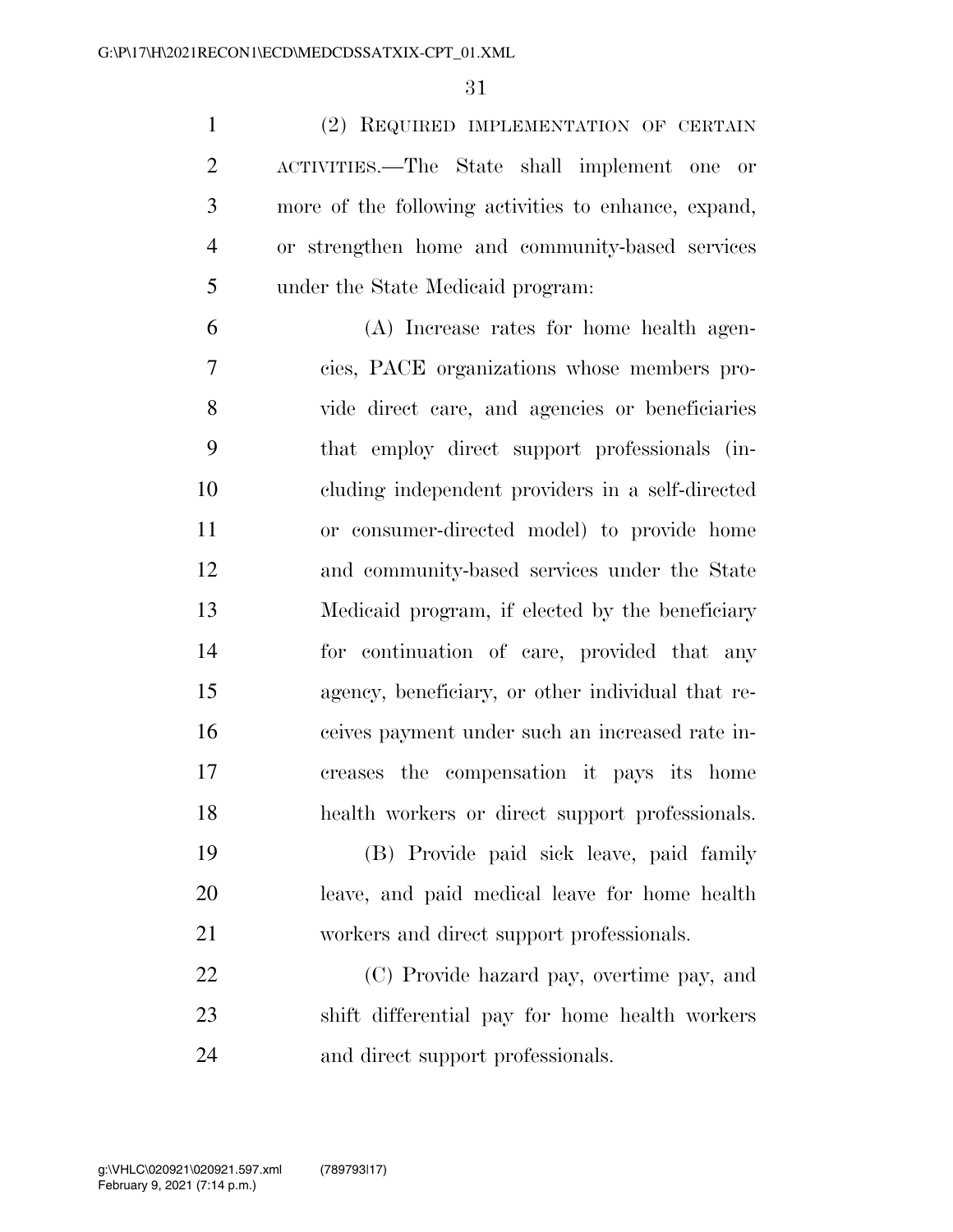(2) REQUIRED IMPLEMENTATION OF CERTAIN ACTIVITIES.—The State shall implement one or more of the following activities to enhance, expand, or strengthen home and community-based services under the State Medicaid program:

(A) Increase rates for home health agencies, PACE organizations whose members provide direct care, and agencies or beneficiaries that employ direct support professionals (including independent providers in a self-directed or consumer-directed model) to provide home and community-based services under the State Medicaid program, if elected by the beneficiary for continuation of care, provided that any agency, beneficiary, or other individual that receives payment under such an increased rate increases the compensation it pays its home health workers or direct support professionals.

(B) Provide paid sick leave, paid family leave, and paid medical leave for home health workers and direct support professionals.

(C) Provide hazard pay, overtime pay, and shift differential pay for home health workers and direct support professionals.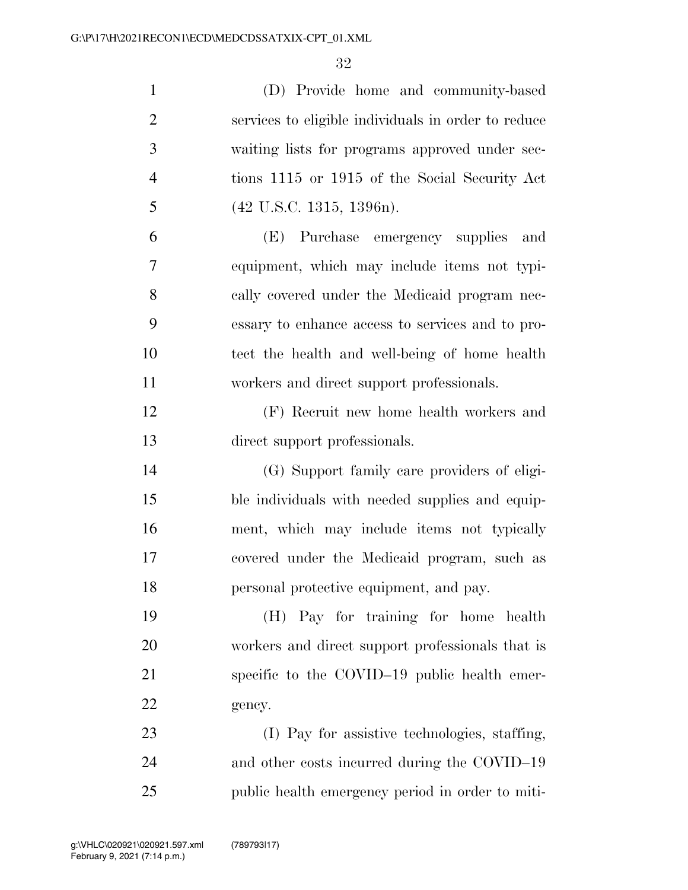(D) Provide home and community-based services to eligible individuals in order to reduce waiting lists for programs approved under sections 1115 or 1915 of the Social Security Act (42 U.S.C. 1315, 1396n).

(E) Purchase emergency supplies and equipment, which may include items not typically covered under the Medicaid program necessary to enhance access to services and to protect the health and well-being of home health workers and direct support professionals.

(F) Recruit new home health workers and direct support professionals.

(G) Support family care providers of eligible individuals with needed supplies and equipment, which may include items not typically covered under the Medicaid program, such as personal protective equipment, and pay.

(H) Pay for training for home health workers and direct support professionals that is specific to the COVID–19 public health emergency.

(I) Pay for assistive technologies, staffing, and other costs incurred during the COVID–19 public health emergency period in order to miti-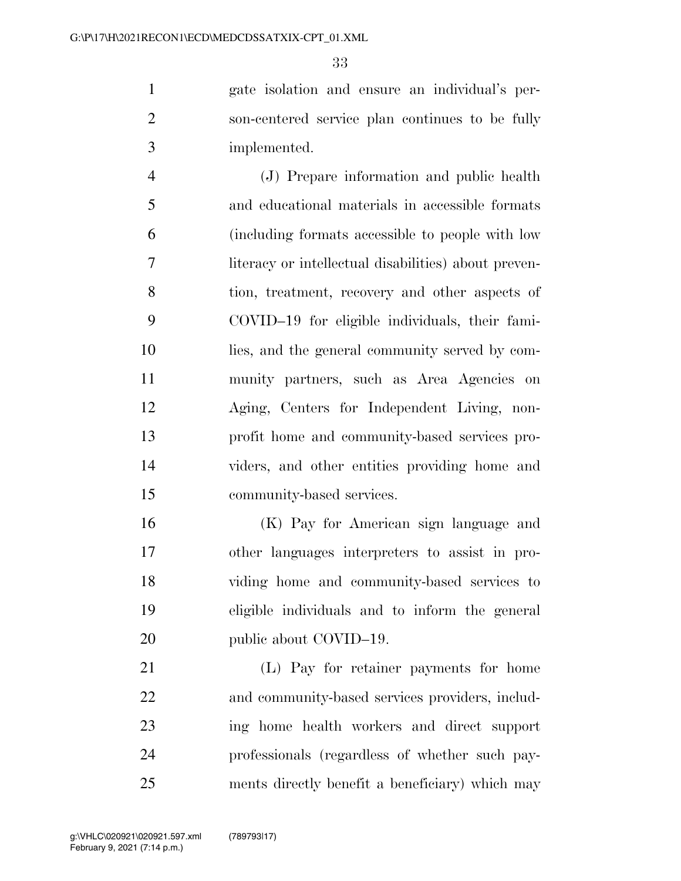gate isolation and ensure an individual's person-centered service plan continues to be fully implemented.

(J) Prepare information and public health and educational materials in accessible formats (including formats accessible to people with low literacy or intellectual disabilities) about prevention, treatment, recovery and other aspects of COVID–19 for eligible individuals, their families, and the general community served by community partners, such as Area Agencies on Aging, Centers for Independent Living, non-profit home and community-based services providers, and other entities providing home and community-based services.

(K) Pay for American sign language and other languages interpreters to assist in providing home and community-based services to eligible individuals and to inform the general public about COVID–19.

(L) Pay for retainer payments for home and community-based services providers, including home health workers and direct support professionals (regardless of whether such payments directly benefit a beneficiary) which may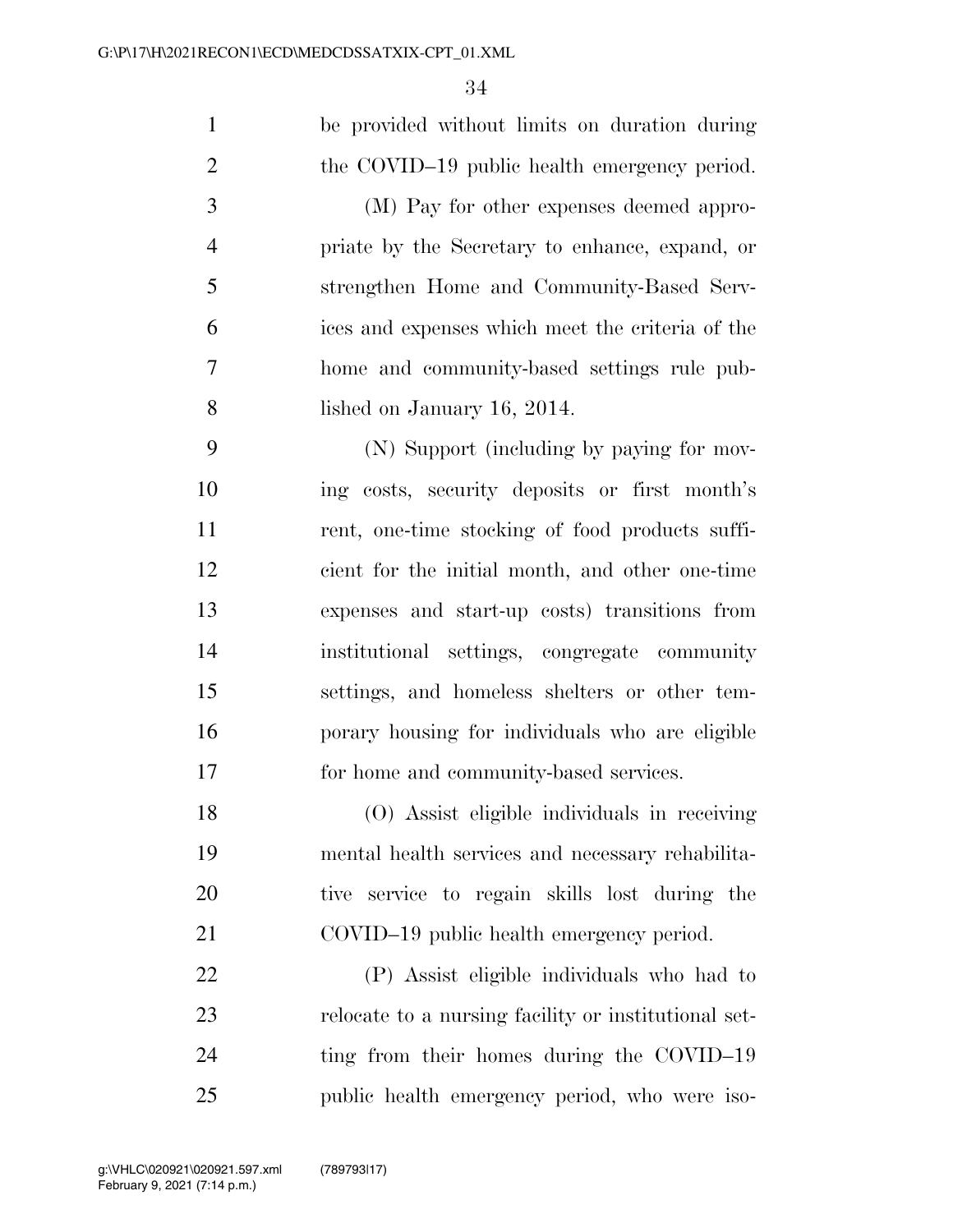be provided without limits on duration during the COVID–19 public health emergency period.

(M) Pay for other expenses deemed appropriate by the Secretary to enhance, expand, or strengthen Home and Community-Based Services and expenses which meet the criteria of the home and community-based settings rule published on January 16, 2014.

(N) Support (including by paying for moving costs, security deposits or first month's rent, one-time stocking of food products sufficient for the initial month, and other one-time expenses and start-up costs) transitions from institutional settings, congregate community settings, and homeless shelters or other temporary housing for individuals who are eligible for home and community-based services.

(O) Assist eligible individuals in receiving mental health services and necessary rehabilitative service to regain skills lost during the COVID–19 public health emergency period.

(P) Assist eligible individuals who had to relocate to a nursing facility or institutional setting from their homes during the COVID–19 public health emergency period, who were iso-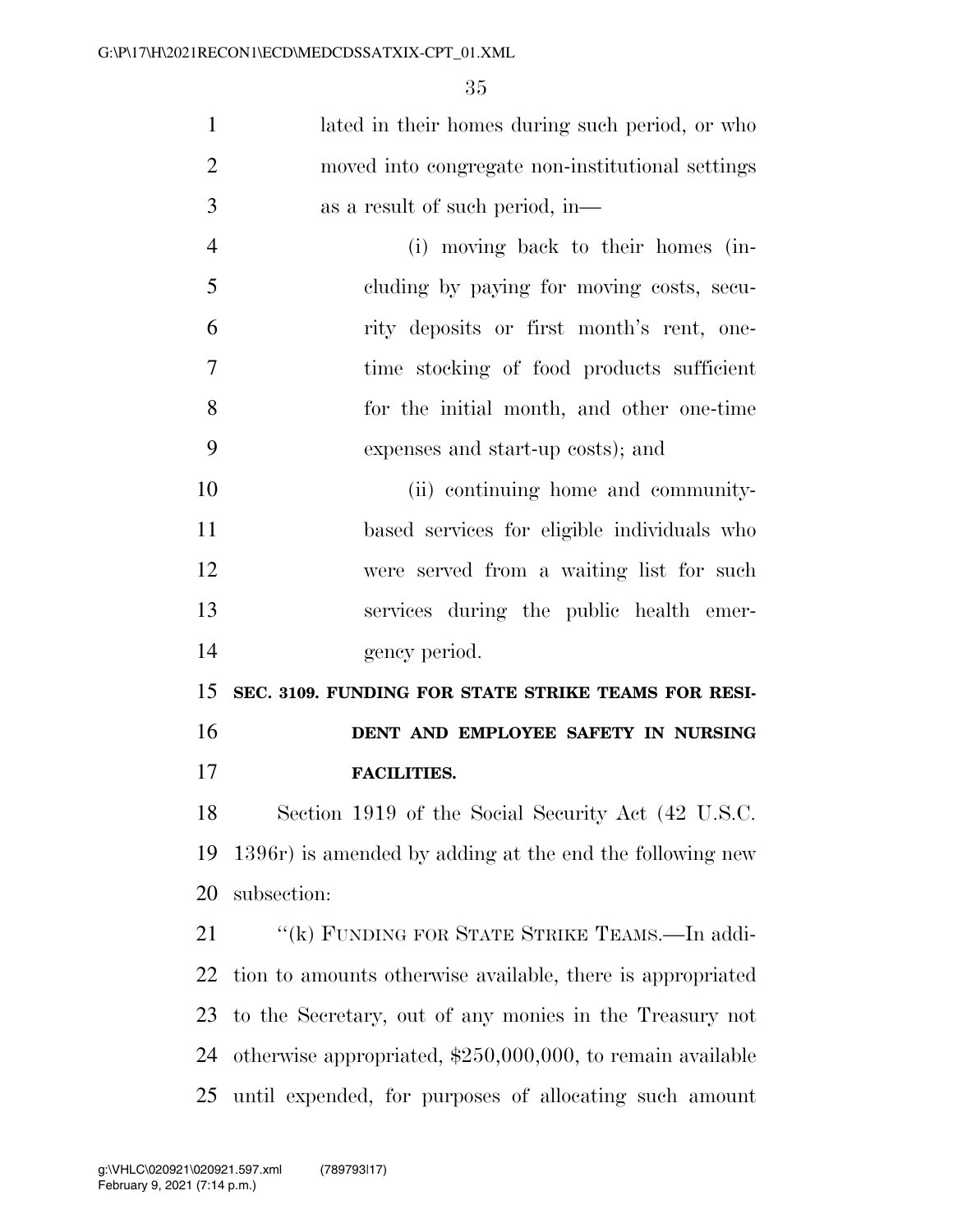lated in their homes during such period, or who moved into congregate non-institutional settings as a result of such period, in—

(i) moving back to their homes (including by paying for moving costs, security deposits or first month's rent, one-time stocking of food products sufficient for the initial month, and other one-time expenses and start-up costs); and

(ii) continuing home and community-based services for eligible individuals who were served from a waiting list for such services during the public health emergency period.

**SEC. 3109. FUNDING FOR STATE STRIKE TEAMS FOR RESIDENT AND EMPLOYEE SAFETY IN NURSING FACILITIES.**

Section 1919 of the Social Security Act (42 U.S.C. 1396r) is amended by adding at the end the following new subsection:

"(k) FUNDING FOR STATE STRIKE TEAMS.—In addition to amounts otherwise available, there is appropriated to the Secretary, out of any monies in the Treasury not otherwise appropriated, $250,000,000, to remain available until expended, for purposes of allocating such amount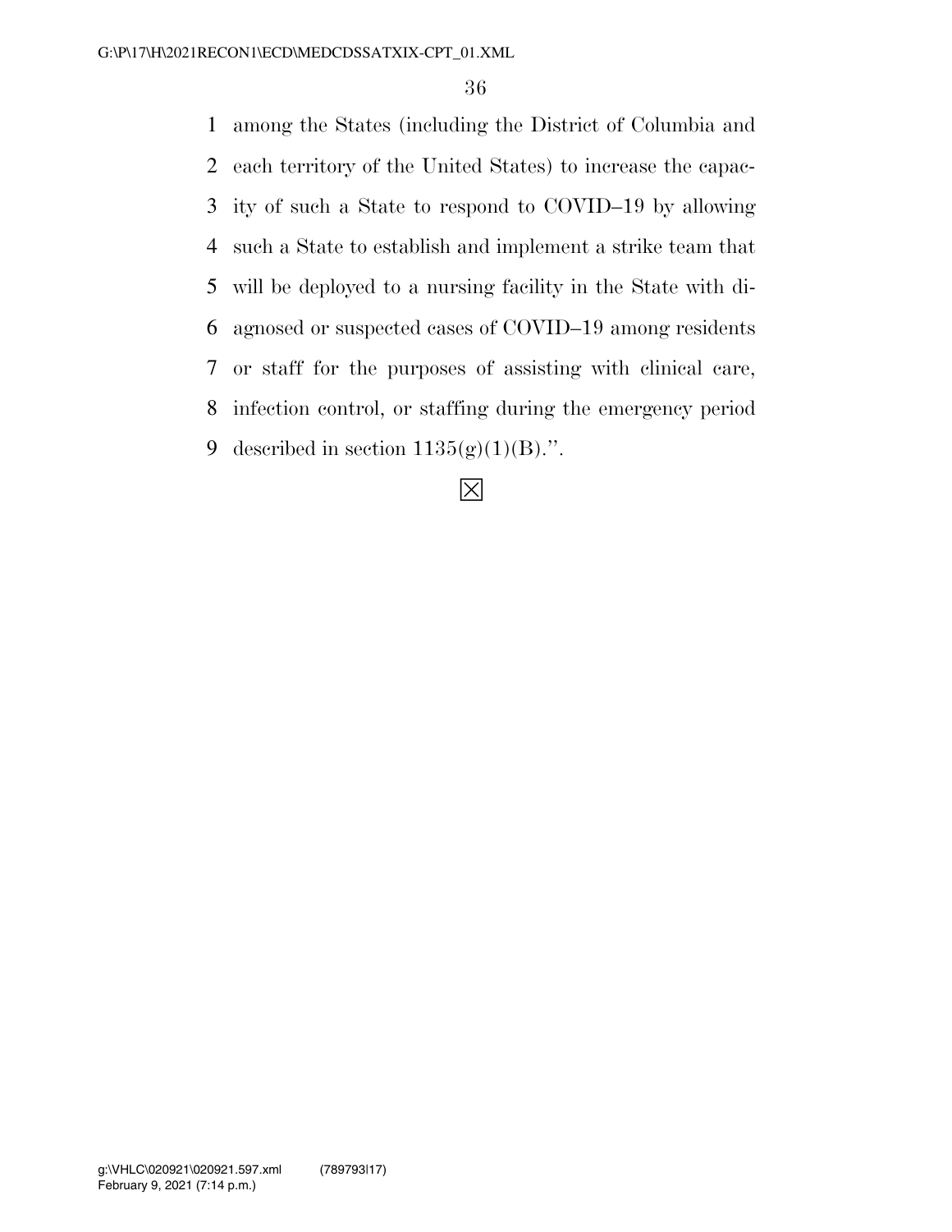among the States (including the District of Columbia and each territory of the United States) to increase the capacity of such a State to respond to COVID–19 by allowing such a State to establish and implement a strike team that will be deployed to a nursing facility in the State with diagnosed or suspected cases of COVID–19 among residents or staff for the purposes of assisting with clinical care, infection control, or staffing during the emergency period described in section 1135(g)(1)(B).''.